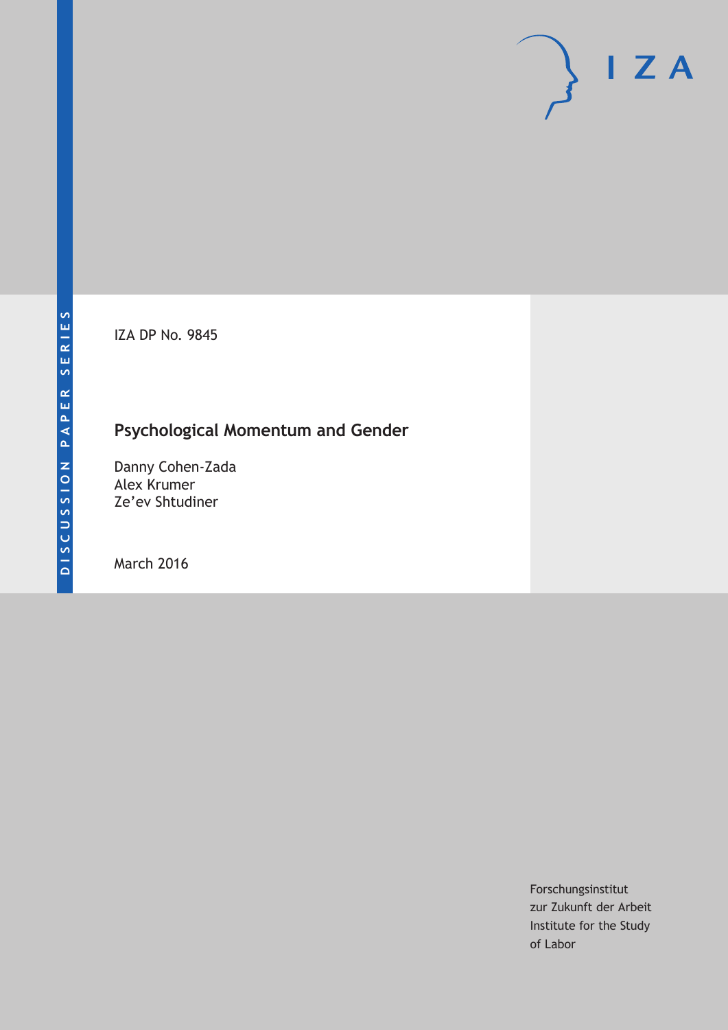IZA

DISCUSSION PAPER SERIES

IZA DP No. 9845

# Psychological Momentum and Gender

Danny Cohen-Zada
Alex Krumer
Ze'ev Shtudiner

March 2016

Forschungsinstitut
zur Zukunft der Arbeit
Institute for the Study
of Labor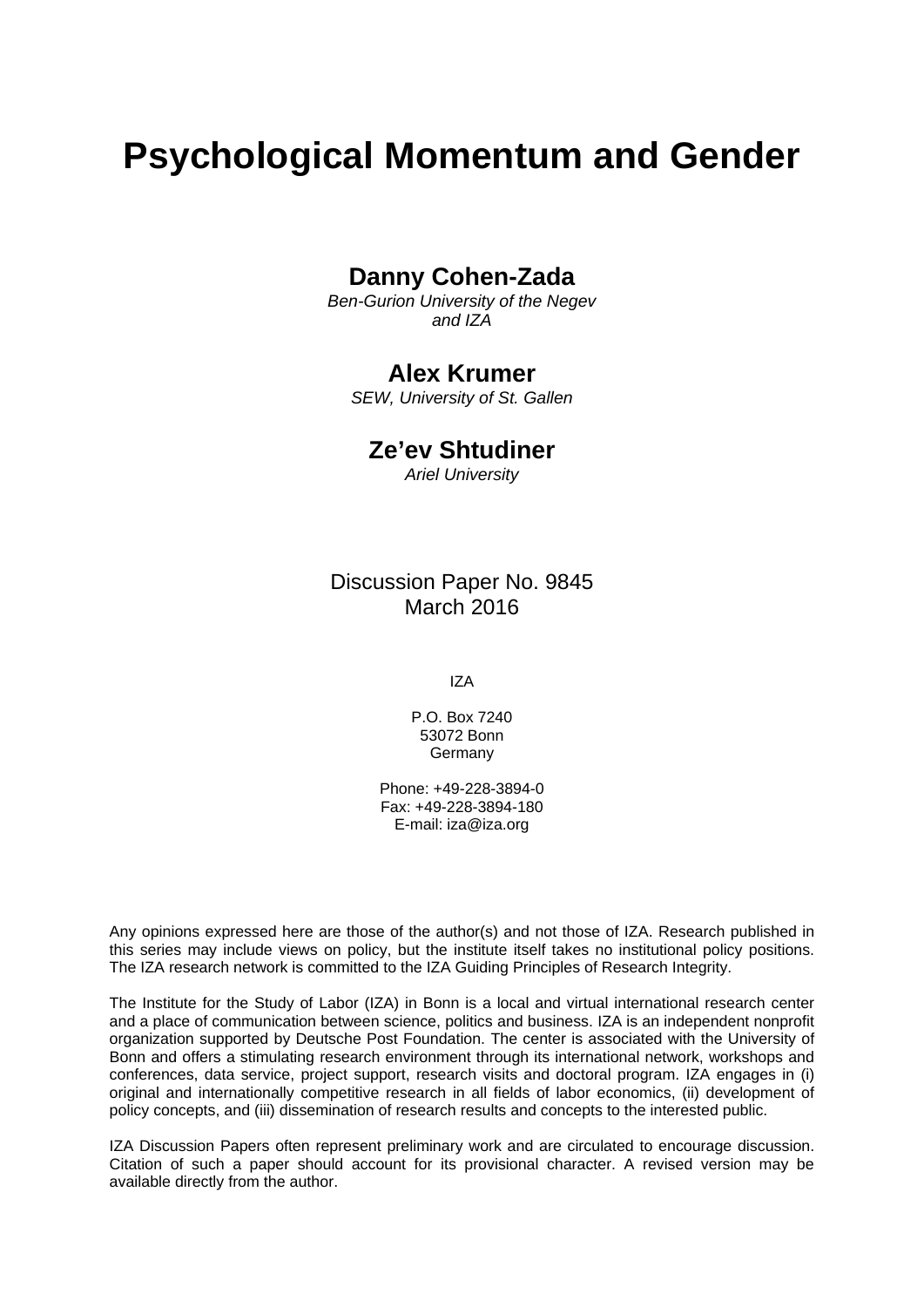# Psychological Momentum and Gender

**Danny Cohen-Zada**

*Ben-Gurion University of the Negev and IZA*

**Alex Krumer**

*SEW, University of St. Gallen*

**Ze'ev Shtudiner**

*Ariel University*

Discussion Paper No. 9845
March 2016

IZA

P.O. Box 7240
53072 Bonn
Germany

Phone: +49-228-3894-0
Fax: +49-228-3894-180
E-mail: iza@iza.org

Any opinions expressed here are those of the author(s) and not those of IZA. Research published in this series may include views on policy, but the institute itself takes no institutional policy positions. The IZA research network is committed to the IZA Guiding Principles of Research Integrity.

The Institute for the Study of Labor (IZA) in Bonn is a local and virtual international research center and a place of communication between science, politics and business. IZA is an independent nonprofit organization supported by Deutsche Post Foundation. The center is associated with the University of Bonn and offers a stimulating research environment through its international network, workshops and conferences, data service, project support, research visits and doctoral program. IZA engages in (i) original and internationally competitive research in all fields of labor economics, (ii) development of policy concepts, and (iii) dissemination of research results and concepts to the interested public.

IZA Discussion Papers often represent preliminary work and are circulated to encourage discussion. Citation of such a paper should account for its provisional character. A revised version may be available directly from the author.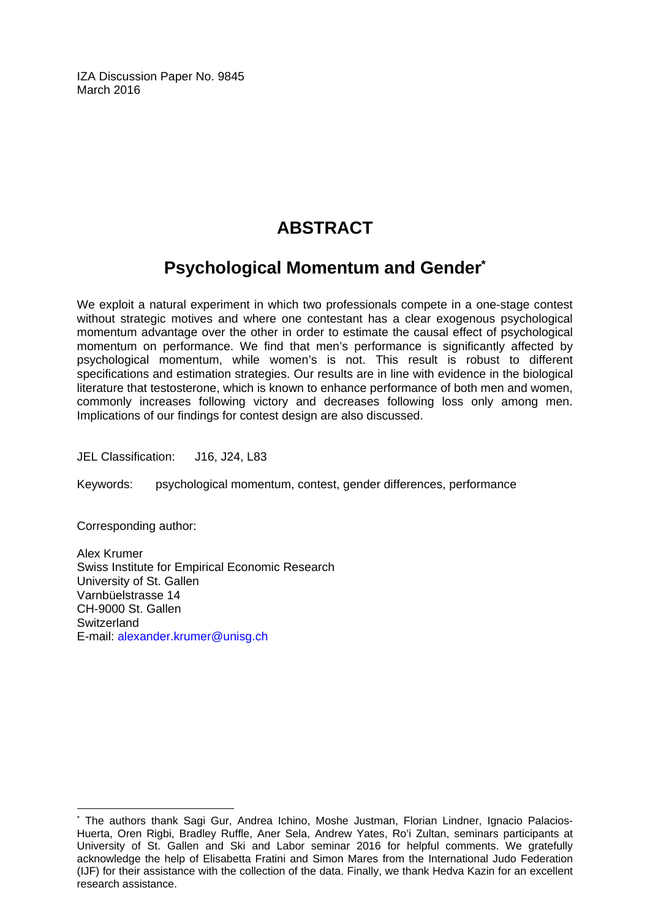IZA Discussion Paper No. 9845
March 2016

# ABSTRACT

## Psychological Momentum and Gender[*]

We exploit a natural experiment in which two professionals compete in a one-stage contest without strategic motives and where one contestant has a clear exogenous psychological momentum advantage over the other in order to estimate the causal effect of psychological momentum on performance. We find that men's performance is significantly affected by psychological momentum, while women's is not. This result is robust to different specifications and estimation strategies. Our results are in line with evidence in the biological literature that testosterone, which is known to enhance performance of both men and women, commonly increases following victory and decreases following loss only among men. Implications of our findings for contest design are also discussed.

JEL Classification: J16, J24, L83

Keywords: psychological momentum, contest, gender differences, performance

Corresponding author:

Alex Krumer
Swiss Institute for Empirical Economic Research
University of St. Gallen
Varnbüelstrasse 14
CH-9000 St. Gallen
Switzerland
E-mail: alexander.krumer@unisg.ch

---

[*] The authors thank Sagi Gur, Andrea Ichino, Moshe Justman, Florian Lindner, Ignacio Palacios-Huerta, Oren Rigbi, Bradley Ruffle, Aner Sela, Andrew Yates, Ro'i Zultan, seminars participants at University of St. Gallen and Ski and Labor seminar 2016 for helpful comments. We gratefully acknowledge the help of Elisabetta Fratini and Simon Mares from the International Judo Federation (IJF) for their assistance with the collection of the data. Finally, we thank Hedva Kazin for an excellent research assistance.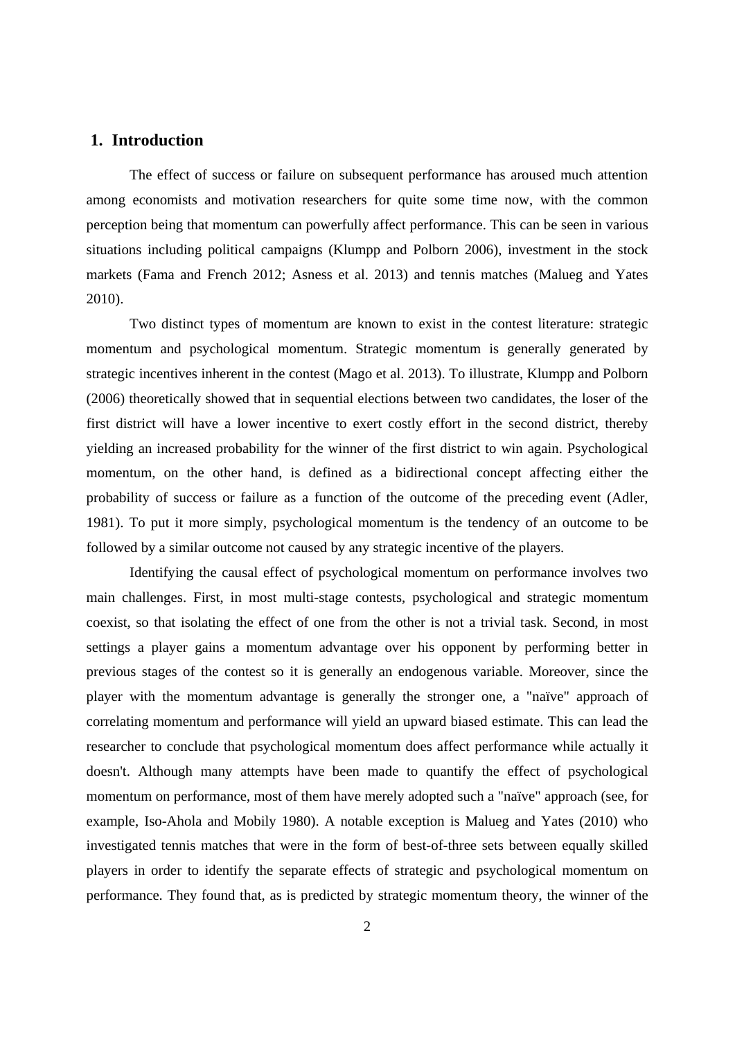## 1. Introduction

The effect of success or failure on subsequent performance has aroused much attention among economists and motivation researchers for quite some time now, with the common perception being that momentum can powerfully affect performance. This can be seen in various situations including political campaigns (Klumpp and Polborn 2006), investment in the stock markets (Fama and French 2012; Asness et al. 2013) and tennis matches (Malueg and Yates 2010).

Two distinct types of momentum are known to exist in the contest literature: strategic momentum and psychological momentum. Strategic momentum is generally generated by strategic incentives inherent in the contest (Mago et al. 2013). To illustrate, Klumpp and Polborn (2006) theoretically showed that in sequential elections between two candidates, the loser of the first district will have a lower incentive to exert costly effort in the second district, thereby yielding an increased probability for the winner of the first district to win again. Psychological momentum, on the other hand, is defined as a bidirectional concept affecting either the probability of success or failure as a function of the outcome of the preceding event (Adler, 1981). To put it more simply, psychological momentum is the tendency of an outcome to be followed by a similar outcome not caused by any strategic incentive of the players.

Identifying the causal effect of psychological momentum on performance involves two main challenges. First, in most multi-stage contests, psychological and strategic momentum coexist, so that isolating the effect of one from the other is not a trivial task. Second, in most settings a player gains a momentum advantage over his opponent by performing better in previous stages of the contest so it is generally an endogenous variable. Moreover, since the player with the momentum advantage is generally the stronger one, a "naïve" approach of correlating momentum and performance will yield an upward biased estimate. This can lead the researcher to conclude that psychological momentum does affect performance while actually it doesn't. Although many attempts have been made to quantify the effect of psychological momentum on performance, most of them have merely adopted such a "naïve" approach (see, for example, Iso-Ahola and Mobily 1980). A notable exception is Malueg and Yates (2010) who investigated tennis matches that were in the form of best-of-three sets between equally skilled players in order to identify the separate effects of strategic and psychological momentum on performance. They found that, as is predicted by strategic momentum theory, the winner of the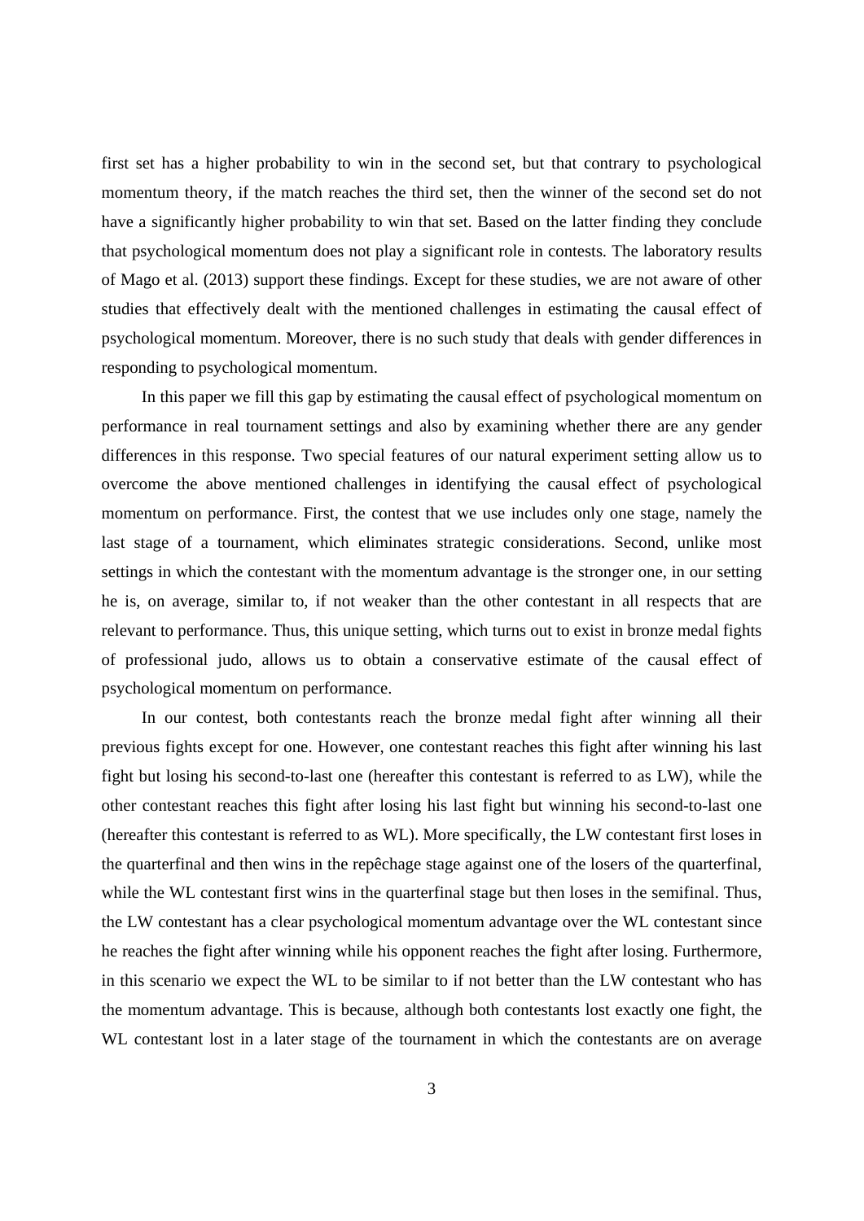first set has a higher probability to win in the second set, but that contrary to psychological momentum theory, if the match reaches the third set, then the winner of the second set do not have a significantly higher probability to win that set. Based on the latter finding they conclude that psychological momentum does not play a significant role in contests. The laboratory results of Mago et al. (2013) support these findings. Except for these studies, we are not aware of other studies that effectively dealt with the mentioned challenges in estimating the causal effect of psychological momentum. Moreover, there is no such study that deals with gender differences in responding to psychological momentum.

In this paper we fill this gap by estimating the causal effect of psychological momentum on performance in real tournament settings and also by examining whether there are any gender differences in this response. Two special features of our natural experiment setting allow us to overcome the above mentioned challenges in identifying the causal effect of psychological momentum on performance. First, the contest that we use includes only one stage, namely the last stage of a tournament, which eliminates strategic considerations. Second, unlike most settings in which the contestant with the momentum advantage is the stronger one, in our setting he is, on average, similar to, if not weaker than the other contestant in all respects that are relevant to performance. Thus, this unique setting, which turns out to exist in bronze medal fights of professional judo, allows us to obtain a conservative estimate of the causal effect of psychological momentum on performance.

In our contest, both contestants reach the bronze medal fight after winning all their previous fights except for one. However, one contestant reaches this fight after winning his last fight but losing his second-to-last one (hereafter this contestant is referred to as LW), while the other contestant reaches this fight after losing his last fight but winning his second-to-last one (hereafter this contestant is referred to as WL). More specifically, the LW contestant first loses in the quarterfinal and then wins in the repêchage stage against one of the losers of the quarterfinal, while the WL contestant first wins in the quarterfinal stage but then loses in the semifinal. Thus, the LW contestant has a clear psychological momentum advantage over the WL contestant since he reaches the fight after winning while his opponent reaches the fight after losing. Furthermore, in this scenario we expect the WL to be similar to if not better than the LW contestant who has the momentum advantage. This is because, although both contestants lost exactly one fight, the WL contestant lost in a later stage of the tournament in which the contestants are on average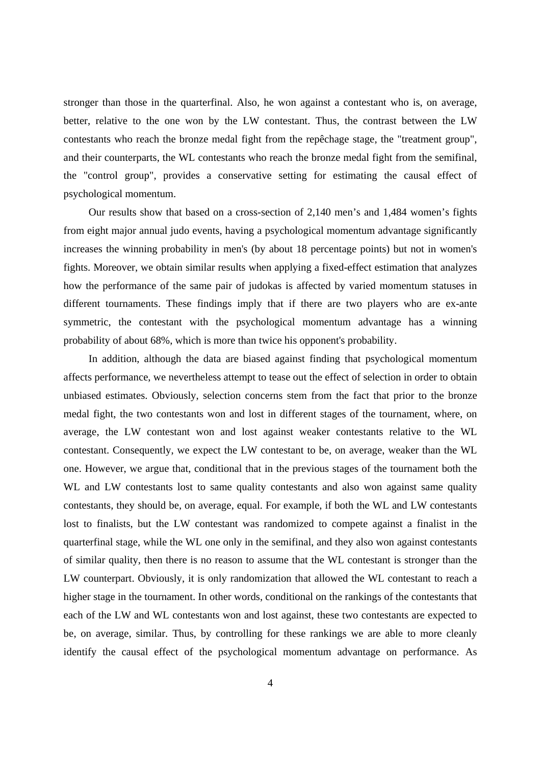stronger than those in the quarterfinal. Also, he won against a contestant who is, on average, better, relative to the one won by the LW contestant. Thus, the contrast between the LW contestants who reach the bronze medal fight from the repêchage stage, the "treatment group", and their counterparts, the WL contestants who reach the bronze medal fight from the semifinal, the "control group", provides a conservative setting for estimating the causal effect of psychological momentum.

Our results show that based on a cross-section of 2,140 men's and 1,484 women's fights from eight major annual judo events, having a psychological momentum advantage significantly increases the winning probability in men's (by about 18 percentage points) but not in women's fights. Moreover, we obtain similar results when applying a fixed-effect estimation that analyzes how the performance of the same pair of judokas is affected by varied momentum statuses in different tournaments. These findings imply that if there are two players who are ex-ante symmetric, the contestant with the psychological momentum advantage has a winning probability of about 68%, which is more than twice his opponent's probability.

In addition, although the data are biased against finding that psychological momentum affects performance, we nevertheless attempt to tease out the effect of selection in order to obtain unbiased estimates. Obviously, selection concerns stem from the fact that prior to the bronze medal fight, the two contestants won and lost in different stages of the tournament, where, on average, the LW contestant won and lost against weaker contestants relative to the WL contestant. Consequently, we expect the LW contestant to be, on average, weaker than the WL one. However, we argue that, conditional that in the previous stages of the tournament both the WL and LW contestants lost to same quality contestants and also won against same quality contestants, they should be, on average, equal. For example, if both the WL and LW contestants lost to finalists, but the LW contestant was randomized to compete against a finalist in the quarterfinal stage, while the WL one only in the semifinal, and they also won against contestants of similar quality, then there is no reason to assume that the WL contestant is stronger than the LW counterpart. Obviously, it is only randomization that allowed the WL contestant to reach a higher stage in the tournament. In other words, conditional on the rankings of the contestants that each of the LW and WL contestants won and lost against, these two contestants are expected to be, on average, similar. Thus, by controlling for these rankings we are able to more cleanly identify the causal effect of the psychological momentum advantage on performance. As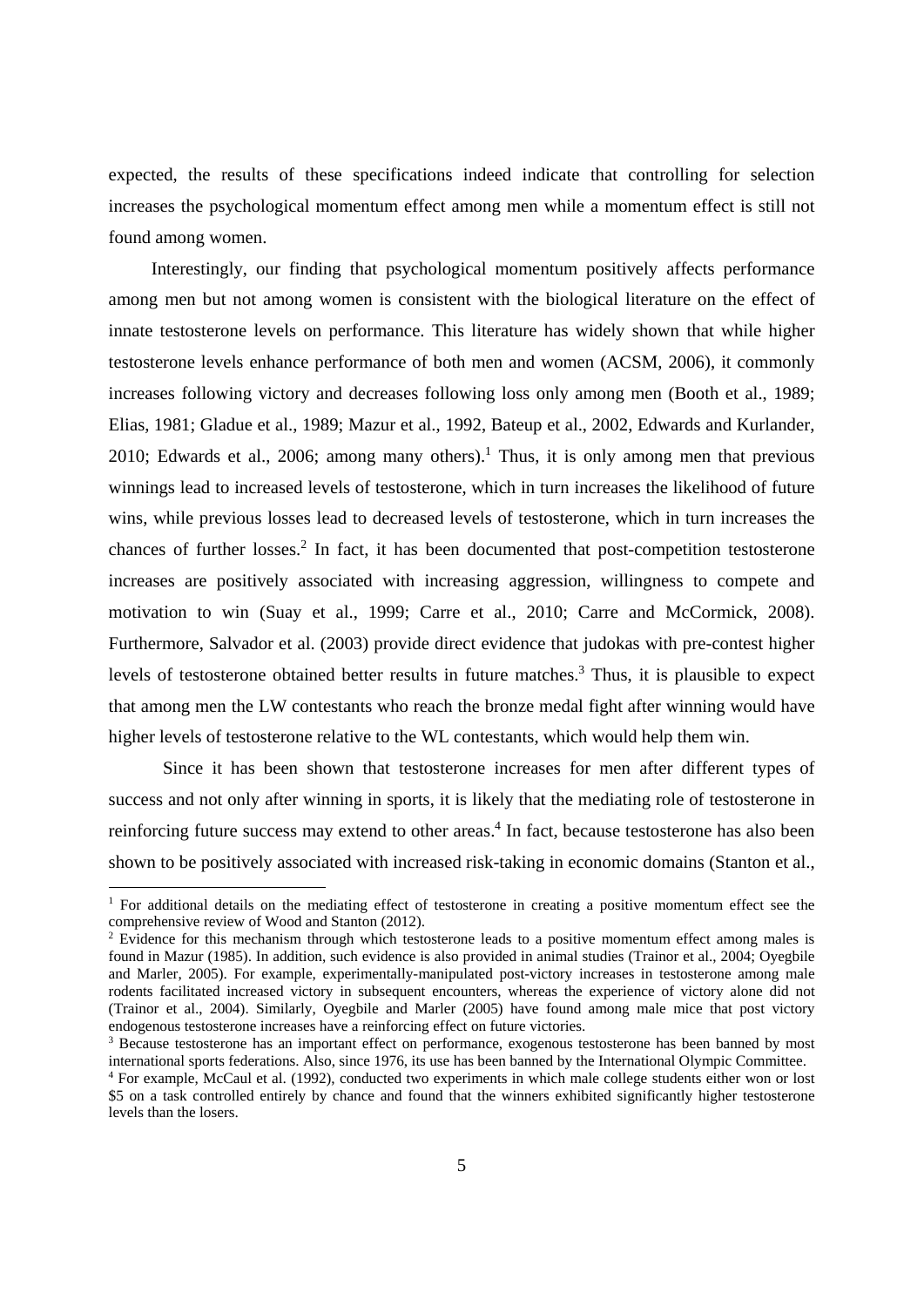expected, the results of these specifications indeed indicate that controlling for selection increases the psychological momentum effect among men while a momentum effect is still not found among women.

Interestingly, our finding that psychological momentum positively affects performance among men but not among women is consistent with the biological literature on the effect of innate testosterone levels on performance. This literature has widely shown that while higher testosterone levels enhance performance of both men and women (ACSM, 2006), it commonly increases following victory and decreases following loss only among men (Booth et al., 1989; Elias, 1981; Gladue et al., 1989; Mazur et al., 1992, Bateup et al., 2002, Edwards and Kurlander, 2010; Edwards et al., 2006; among many others).[1] Thus, it is only among men that previous winnings lead to increased levels of testosterone, which in turn increases the likelihood of future wins, while previous losses lead to decreased levels of testosterone, which in turn increases the chances of further losses.[2] In fact, it has been documented that post-competition testosterone increases are positively associated with increasing aggression, willingness to compete and motivation to win (Suay et al., 1999; Carre et al., 2010; Carre and McCormick, 2008). Furthermore, Salvador et al. (2003) provide direct evidence that judokas with pre-contest higher levels of testosterone obtained better results in future matches.[3] Thus, it is plausible to expect that among men the LW contestants who reach the bronze medal fight after winning would have higher levels of testosterone relative to the WL contestants, which would help them win.

Since it has been shown that testosterone increases for men after different types of success and not only after winning in sports, it is likely that the mediating role of testosterone in reinforcing future success may extend to other areas.[4] In fact, because testosterone has also been shown to be positively associated with increased risk-taking in economic domains (Stanton et al.,

---

[1] For additional details on the mediating effect of testosterone in creating a positive momentum effect see the comprehensive review of Wood and Stanton (2012).

[2] Evidence for this mechanism through which testosterone leads to a positive momentum effect among males is found in Mazur (1985). In addition, such evidence is also provided in animal studies (Trainor et al., 2004; Oyegbile and Marler, 2005). For example, experimentally-manipulated post-victory increases in testosterone among male rodents facilitated increased victory in subsequent encounters, whereas the experience of victory alone did not (Trainor et al., 2004). Similarly, Oyegbile and Marler (2005) have found among male mice that post victory endogenous testosterone increases have a reinforcing effect on future victories.

[3] Because testosterone has an important effect on performance, exogenous testosterone has been banned by most international sports federations. Also, since 1976, its use has been banned by the International Olympic Committee.

[4] For example, McCaul et al. (1992), conducted two experiments in which male college students either won or lost \$5 on a task controlled entirely by chance and found that the winners exhibited significantly higher testosterone levels than the losers.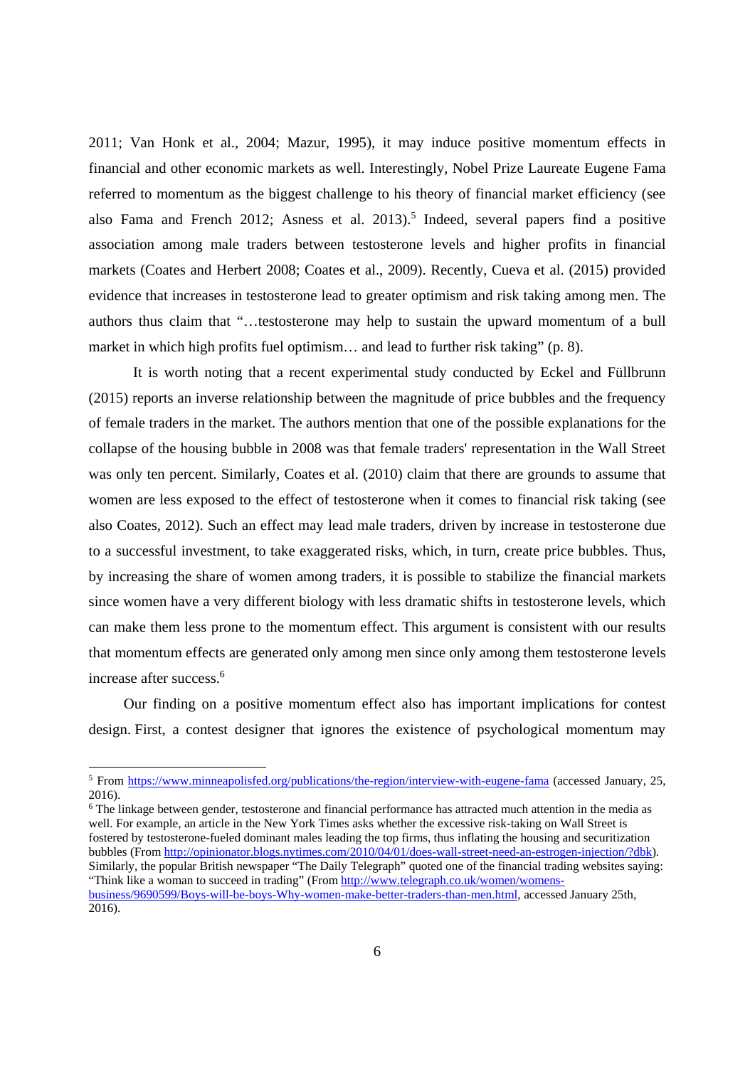2011; Van Honk et al., 2004; Mazur, 1995), it may induce positive momentum effects in financial and other economic markets as well. Interestingly, Nobel Prize Laureate Eugene Fama referred to momentum as the biggest challenge to his theory of financial market efficiency (see also Fama and French 2012; Asness et al. 2013).[5] Indeed, several papers find a positive association among male traders between testosterone levels and higher profits in financial markets (Coates and Herbert 2008; Coates et al., 2009). Recently, Cueva et al. (2015) provided evidence that increases in testosterone lead to greater optimism and risk taking among men. The authors thus claim that "…testosterone may help to sustain the upward momentum of a bull market in which high profits fuel optimism… and lead to further risk taking" (p. 8).

It is worth noting that a recent experimental study conducted by Eckel and Füllbrunn (2015) reports an inverse relationship between the magnitude of price bubbles and the frequency of female traders in the market. The authors mention that one of the possible explanations for the collapse of the housing bubble in 2008 was that female traders' representation in the Wall Street was only ten percent. Similarly, Coates et al. (2010) claim that there are grounds to assume that women are less exposed to the effect of testosterone when it comes to financial risk taking (see also Coates, 2012). Such an effect may lead male traders, driven by increase in testosterone due to a successful investment, to take exaggerated risks, which, in turn, create price bubbles. Thus, by increasing the share of women among traders, it is possible to stabilize the financial markets since women have a very different biology with less dramatic shifts in testosterone levels, which can make them less prone to the momentum effect. This argument is consistent with our results that momentum effects are generated only among men since only among them testosterone levels increase after success.[6]

Our finding on a positive momentum effect also has important implications for contest design. First, a contest designer that ignores the existence of psychological momentum may

---

[5] From https://www.minneapolisfed.org/publications/the-region/interview-with-eugene-fama (accessed January, 25, 2016).

[6] The linkage between gender, testosterone and financial performance has attracted much attention in the media as well. For example, an article in the New York Times asks whether the excessive risk-taking on Wall Street is fostered by testosterone-fueled dominant males leading the top firms, thus inflating the housing and securitization bubbles (From http://opinionator.blogs.nytimes.com/2010/04/01/does-wall-street-need-an-estrogen-injection/?dbk). Similarly, the popular British newspaper "The Daily Telegraph" quoted one of the financial trading websites saying: "Think like a woman to succeed in trading" (From http://www.telegraph.co.uk/women/womens-business/9690599/Boys-will-be-boys-Why-women-make-better-traders-than-men.html, accessed January 25th, 2016).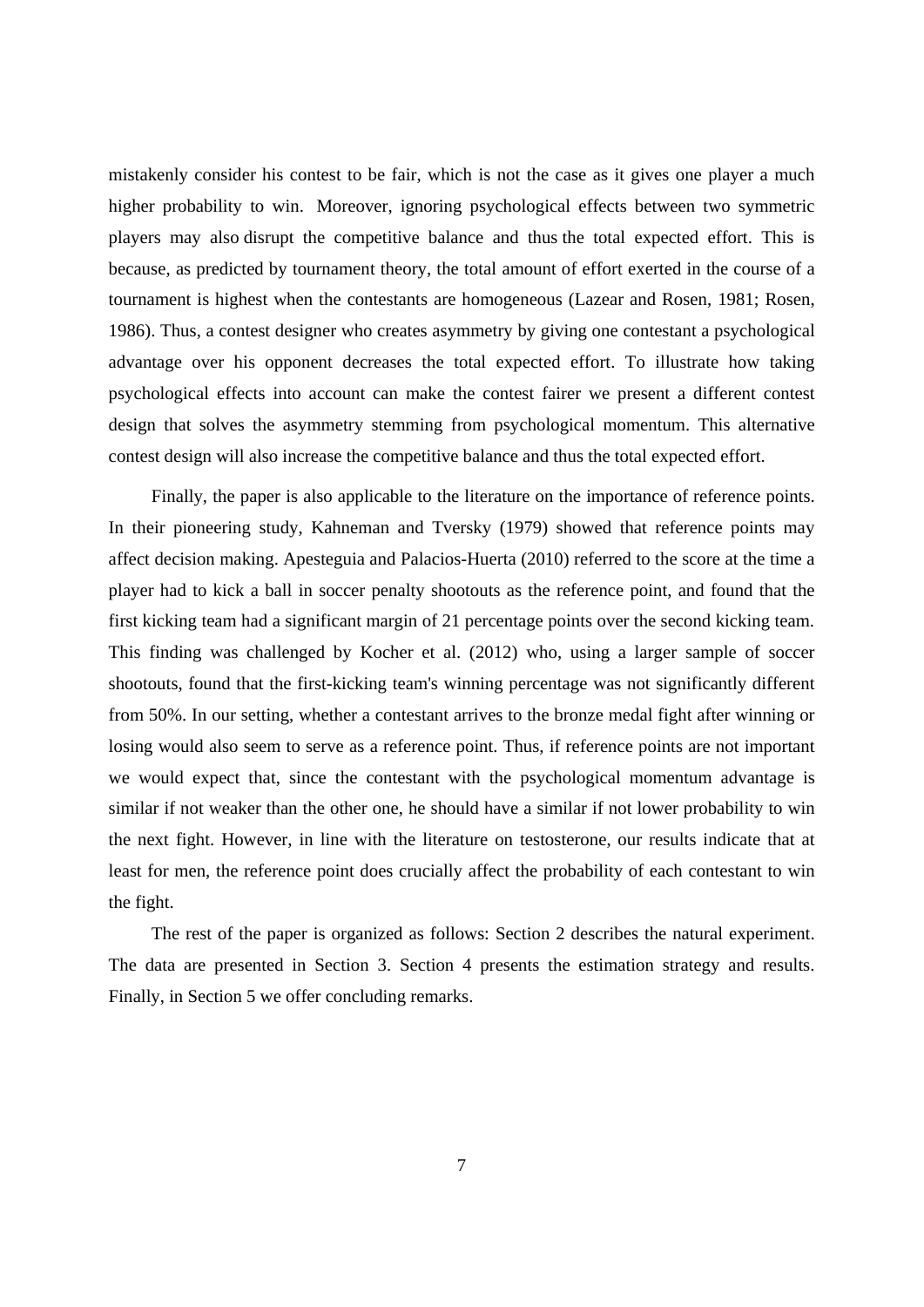mistakenly consider his contest to be fair, which is not the case as it gives one player a much higher probability to win. Moreover, ignoring psychological effects between two symmetric players may also disrupt the competitive balance and thus the total expected effort. This is because, as predicted by tournament theory, the total amount of effort exerted in the course of a tournament is highest when the contestants are homogeneous (Lazear and Rosen, 1981; Rosen, 1986). Thus, a contest designer who creates asymmetry by giving one contestant a psychological advantage over his opponent decreases the total expected effort. To illustrate how taking psychological effects into account can make the contest fairer we present a different contest design that solves the asymmetry stemming from psychological momentum. This alternative contest design will also increase the competitive balance and thus the total expected effort.

Finally, the paper is also applicable to the literature on the importance of reference points. In their pioneering study, Kahneman and Tversky (1979) showed that reference points may affect decision making. Apesteguia and Palacios-Huerta (2010) referred to the score at the time a player had to kick a ball in soccer penalty shootouts as the reference point, and found that the first kicking team had a significant margin of 21 percentage points over the second kicking team. This finding was challenged by Kocher et al. (2012) who, using a larger sample of soccer shootouts, found that the first-kicking team's winning percentage was not significantly different from 50%. In our setting, whether a contestant arrives to the bronze medal fight after winning or losing would also seem to serve as a reference point. Thus, if reference points are not important we would expect that, since the contestant with the psychological momentum advantage is similar if not weaker than the other one, he should have a similar if not lower probability to win the next fight. However, in line with the literature on testosterone, our results indicate that at least for men, the reference point does crucially affect the probability of each contestant to win the fight.

The rest of the paper is organized as follows: Section 2 describes the natural experiment. The data are presented in Section 3. Section 4 presents the estimation strategy and results. Finally, in Section 5 we offer concluding remarks.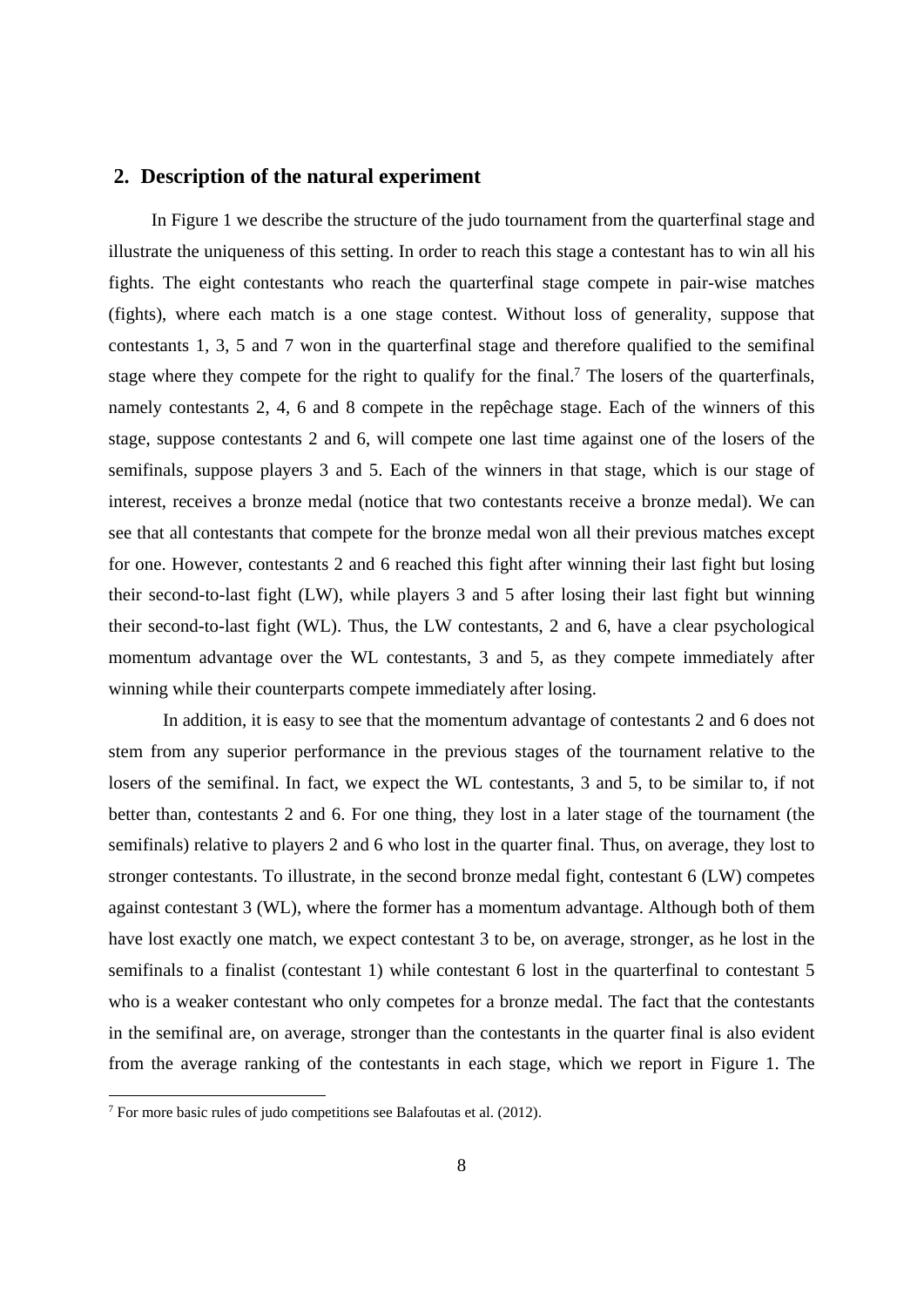## 2. Description of the natural experiment

In Figure 1 we describe the structure of the judo tournament from the quarterfinal stage and illustrate the uniqueness of this setting. In order to reach this stage a contestant has to win all his fights. The eight contestants who reach the quarterfinal stage compete in pair-wise matches (fights), where each match is a one stage contest. Without loss of generality, suppose that contestants 1, 3, 5 and 7 won in the quarterfinal stage and therefore qualified to the semifinal stage where they compete for the right to qualify for the final.[7] The losers of the quarterfinals, namely contestants 2, 4, 6 and 8 compete in the repêchage stage. Each of the winners of this stage, suppose contestants 2 and 6, will compete one last time against one of the losers of the semifinals, suppose players 3 and 5. Each of the winners in that stage, which is our stage of interest, receives a bronze medal (notice that two contestants receive a bronze medal). We can see that all contestants that compete for the bronze medal won all their previous matches except for one. However, contestants 2 and 6 reached this fight after winning their last fight but losing their second-to-last fight (LW), while players 3 and 5 after losing their last fight but winning their second-to-last fight (WL). Thus, the LW contestants, 2 and 6, have a clear psychological momentum advantage over the WL contestants, 3 and 5, as they compete immediately after winning while their counterparts compete immediately after losing.

In addition, it is easy to see that the momentum advantage of contestants 2 and 6 does not stem from any superior performance in the previous stages of the tournament relative to the losers of the semifinal. In fact, we expect the WL contestants, 3 and 5, to be similar to, if not better than, contestants 2 and 6. For one thing, they lost in a later stage of the tournament (the semifinals) relative to players 2 and 6 who lost in the quarter final. Thus, on average, they lost to stronger contestants. To illustrate, in the second bronze medal fight, contestant 6 (LW) competes against contestant 3 (WL), where the former has a momentum advantage. Although both of them have lost exactly one match, we expect contestant 3 to be, on average, stronger, as he lost in the semifinals to a finalist (contestant 1) while contestant 6 lost in the quarterfinal to contestant 5 who is a weaker contestant who only competes for a bronze medal. The fact that the contestants in the semifinal are, on average, stronger than the contestants in the quarter final is also evident from the average ranking of the contestants in each stage, which we report in Figure 1. The

[7] For more basic rules of judo competitions see Balafoutas et al. (2012).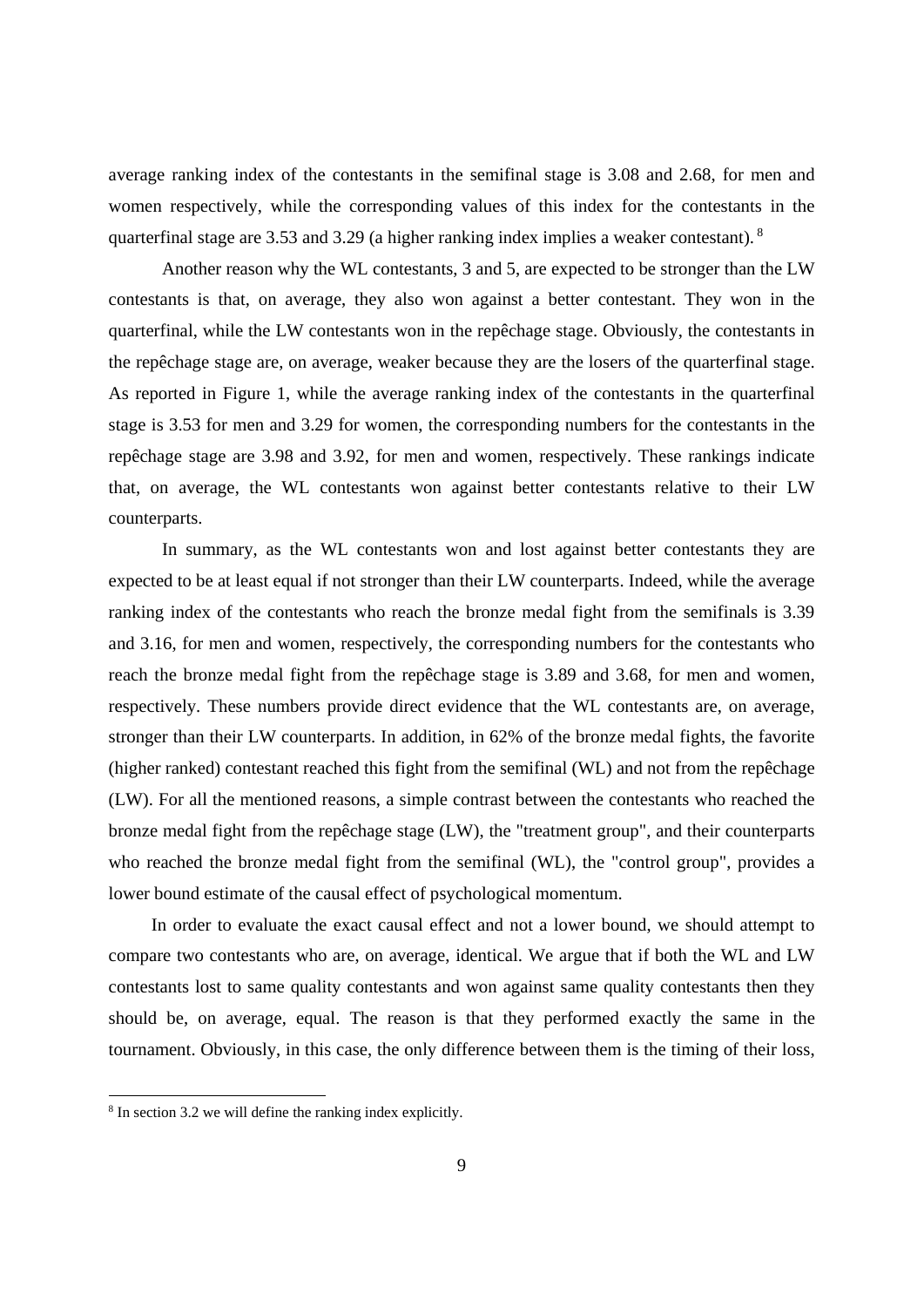average ranking index of the contestants in the semifinal stage is 3.08 and 2.68, for men and women respectively, while the corresponding values of this index for the contestants in the quarterfinal stage are 3.53 and 3.29 (a higher ranking index implies a weaker contestant). [8]

Another reason why the WL contestants, 3 and 5, are expected to be stronger than the LW contestants is that, on average, they also won against a better contestant. They won in the quarterfinal, while the LW contestants won in the repêchage stage. Obviously, the contestants in the repêchage stage are, on average, weaker because they are the losers of the quarterfinal stage. As reported in Figure 1, while the average ranking index of the contestants in the quarterfinal stage is 3.53 for men and 3.29 for women, the corresponding numbers for the contestants in the repêchage stage are 3.98 and 3.92, for men and women, respectively. These rankings indicate that, on average, the WL contestants won against better contestants relative to their LW counterparts.

In summary, as the WL contestants won and lost against better contestants they are expected to be at least equal if not stronger than their LW counterparts. Indeed, while the average ranking index of the contestants who reach the bronze medal fight from the semifinals is 3.39 and 3.16, for men and women, respectively, the corresponding numbers for the contestants who reach the bronze medal fight from the repêchage stage is 3.89 and 3.68, for men and women, respectively. These numbers provide direct evidence that the WL contestants are, on average, stronger than their LW counterparts. In addition, in 62% of the bronze medal fights, the favorite (higher ranked) contestant reached this fight from the semifinal (WL) and not from the repêchage (LW). For all the mentioned reasons, a simple contrast between the contestants who reached the bronze medal fight from the repêchage stage (LW), the "treatment group", and their counterparts who reached the bronze medal fight from the semifinal (WL), the "control group", provides a lower bound estimate of the causal effect of psychological momentum.

In order to evaluate the exact causal effect and not a lower bound, we should attempt to compare two contestants who are, on average, identical. We argue that if both the WL and LW contestants lost to same quality contestants and won against same quality contestants then they should be, on average, equal. The reason is that they performed exactly the same in the tournament. Obviously, in this case, the only difference between them is the timing of their loss,

[8] In section 3.2 we will define the ranking index explicitly.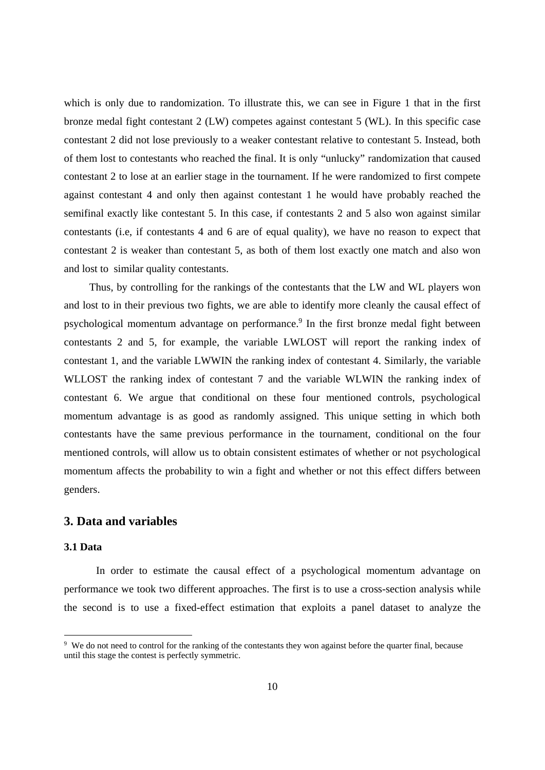which is only due to randomization. To illustrate this, we can see in Figure 1 that in the first bronze medal fight contestant 2 (LW) competes against contestant 5 (WL). In this specific case contestant 2 did not lose previously to a weaker contestant relative to contestant 5. Instead, both of them lost to contestants who reached the final. It is only "unlucky" randomization that caused contestant 2 to lose at an earlier stage in the tournament. If he were randomized to first compete against contestant 4 and only then against contestant 1 he would have probably reached the semifinal exactly like contestant 5. In this case, if contestants 2 and 5 also won against similar contestants (i.e, if contestants 4 and 6 are of equal quality), we have no reason to expect that contestant 2 is weaker than contestant 5, as both of them lost exactly one match and also won and lost to similar quality contestants.

Thus, by controlling for the rankings of the contestants that the LW and WL players won and lost to in their previous two fights, we are able to identify more cleanly the causal effect of psychological momentum advantage on performance.[9] In the first bronze medal fight between contestants 2 and 5, for example, the variable LWLOST will report the ranking index of contestant 1, and the variable LWWIN the ranking index of contestant 4. Similarly, the variable WLLOST the ranking index of contestant 7 and the variable WLWIN the ranking index of contestant 6. We argue that conditional on these four mentioned controls, psychological momentum advantage is as good as randomly assigned. This unique setting in which both contestants have the same previous performance in the tournament, conditional on the four mentioned controls, will allow us to obtain consistent estimates of whether or not psychological momentum affects the probability to win a fight and whether or not this effect differs between genders.

## 3. Data and variables

### 3.1 Data

In order to estimate the causal effect of a psychological momentum advantage on performance we took two different approaches. The first is to use a cross-section analysis while the second is to use a fixed-effect estimation that exploits a panel dataset to analyze the

[9] We do not need to control for the ranking of the contestants they won against before the quarter final, because until this stage the contest is perfectly symmetric.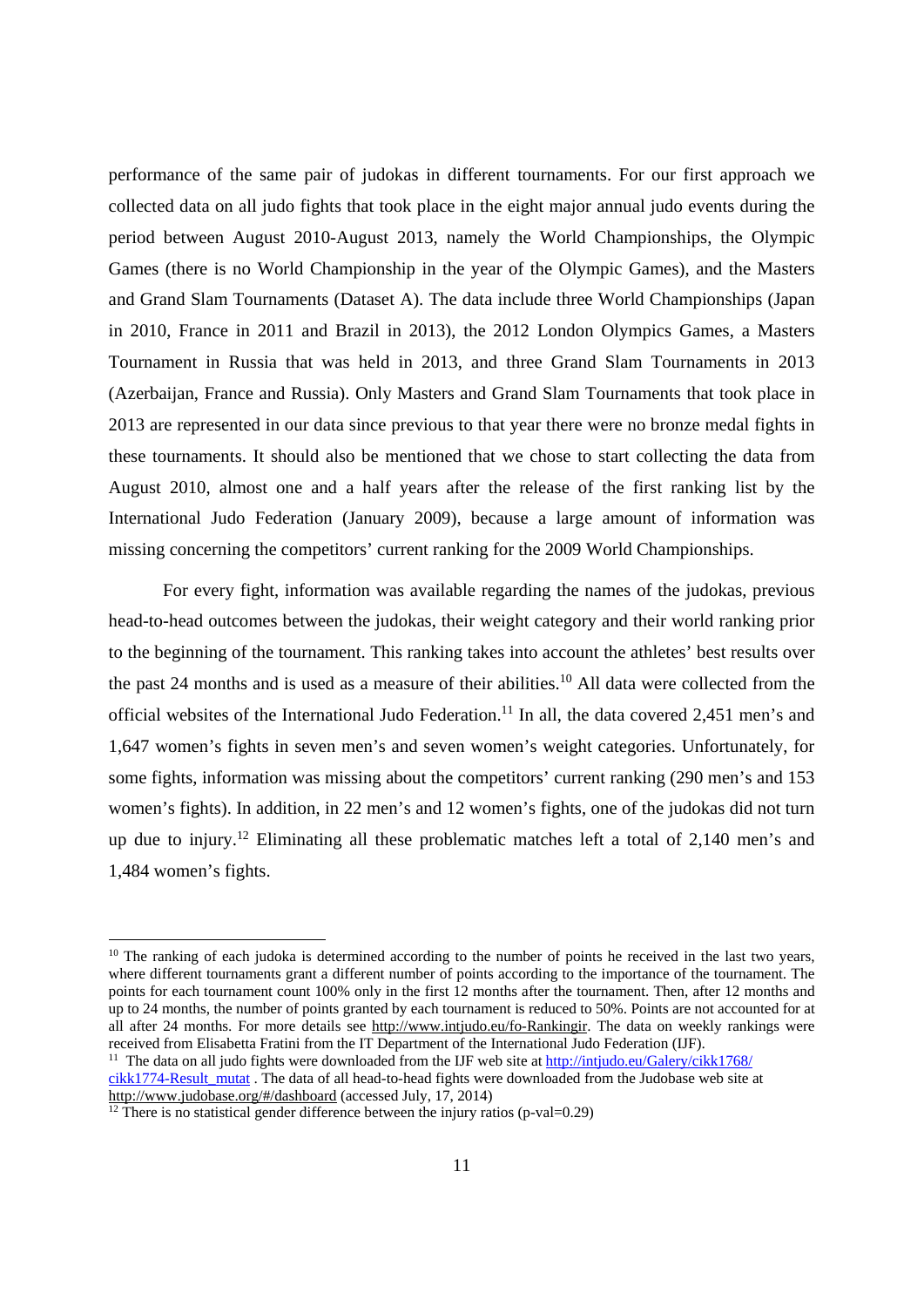performance of the same pair of judokas in different tournaments. For our first approach we collected data on all judo fights that took place in the eight major annual judo events during the period between August 2010-August 2013, namely the World Championships, the Olympic Games (there is no World Championship in the year of the Olympic Games), and the Masters and Grand Slam Tournaments (Dataset A). The data include three World Championships (Japan in 2010, France in 2011 and Brazil in 2013), the 2012 London Olympics Games, a Masters Tournament in Russia that was held in 2013, and three Grand Slam Tournaments in 2013 (Azerbaijan, France and Russia). Only Masters and Grand Slam Tournaments that took place in 2013 are represented in our data since previous to that year there were no bronze medal fights in these tournaments. It should also be mentioned that we chose to start collecting the data from August 2010, almost one and a half years after the release of the first ranking list by the International Judo Federation (January 2009), because a large amount of information was missing concerning the competitors' current ranking for the 2009 World Championships.

For every fight, information was available regarding the names of the judokas, previous head-to-head outcomes between the judokas, their weight category and their world ranking prior to the beginning of the tournament. This ranking takes into account the athletes' best results over the past 24 months and is used as a measure of their abilities.[10] All data were collected from the official websites of the International Judo Federation.[11] In all, the data covered 2,451 men's and 1,647 women's fights in seven men's and seven women's weight categories. Unfortunately, for some fights, information was missing about the competitors' current ranking (290 men's and 153 women's fights). In addition, in 22 men's and 12 women's fights, one of the judokas did not turn up due to injury.[12] Eliminating all these problematic matches left a total of 2,140 men's and 1,484 women's fights.

[10] The ranking of each judoka is determined according to the number of points he received in the last two years, where different tournaments grant a different number of points according to the importance of the tournament. The points for each tournament count 100% only in the first 12 months after the tournament. Then, after 12 months and up to 24 months, the number of points granted by each tournament is reduced to 50%. Points are not accounted for at all after 24 months. For more details see http://www.intjudo.eu/fo-Rankingir. The data on weekly rankings were received from Elisabetta Fratini from the IT Department of the International Judo Federation (IJF).

[11] The data on all judo fights were downloaded from the IJF web site at http://intjudo.eu/Galery/cikk1768/cikk1774-Result_mutat . The data of all head-to-head fights were downloaded from the Judobase web site at http://www.judobase.org/#/dashboard (accessed July, 17, 2014)

[12] There is no statistical gender difference between the injury ratios (p-val=0.29)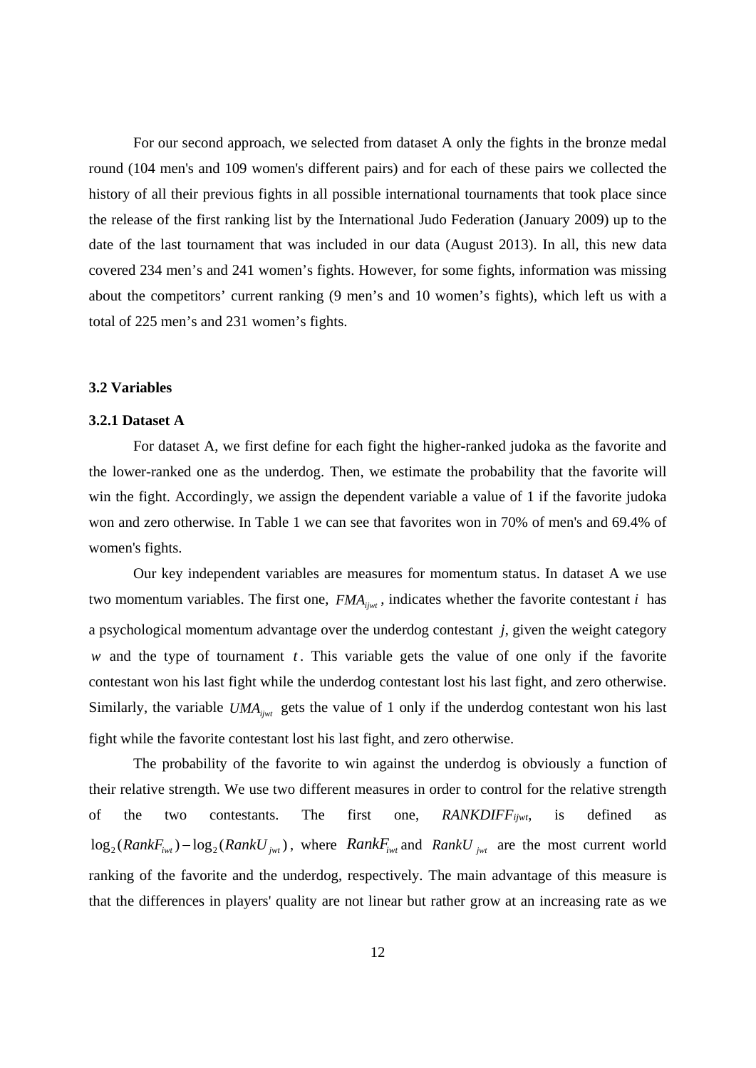For our second approach, we selected from dataset A only the fights in the bronze medal round (104 men's and 109 women's different pairs) and for each of these pairs we collected the history of all their previous fights in all possible international tournaments that took place since the release of the first ranking list by the International Judo Federation (January 2009) up to the date of the last tournament that was included in our data (August 2013). In all, this new data covered 234 men's and 241 women's fights. However, for some fights, information was missing about the competitors' current ranking (9 men's and 10 women's fights), which left us with a total of 225 men's and 231 women's fights.

### 3.2 Variables

#### 3.2.1 Dataset A

For dataset A, we first define for each fight the higher-ranked judoka as the favorite and the lower-ranked one as the underdog. Then, we estimate the probability that the favorite will win the fight. Accordingly, we assign the dependent variable a value of 1 if the favorite judoka won and zero otherwise. In Table 1 we can see that favorites won in 70% of men's and 69.4% of women's fights.

Our key independent variables are measures for momentum status. In dataset A we use two momentum variables. The first one, $FMA_{ijwt}$, indicates whether the favorite contestant $i$ has a psychological momentum advantage over the underdog contestant $j$, given the weight category $w$ and the type of tournament $t$. This variable gets the value of one only if the favorite contestant won his last fight while the underdog contestant lost his last fight, and zero otherwise. Similarly, the variable $UMA_{ijwt}$ gets the value of 1 only if the underdog contestant won his last fight while the favorite contestant lost his last fight, and zero otherwise.

The probability of the favorite to win against the underdog is obviously a function of their relative strength. We use two different measures in order to control for the relative strength of the two contestants. The first one, *RANKDIFF*$_{ijwt}$, is defined as $\log_2(RankF_{iwt}) - \log_2(RankU_{jwt})$, where $RankF_{iwt}$ and $RankU_{jwt}$ are the most current world ranking of the favorite and the underdog, respectively. The main advantage of this measure is that the differences in players' quality are not linear but rather grow at an increasing rate as we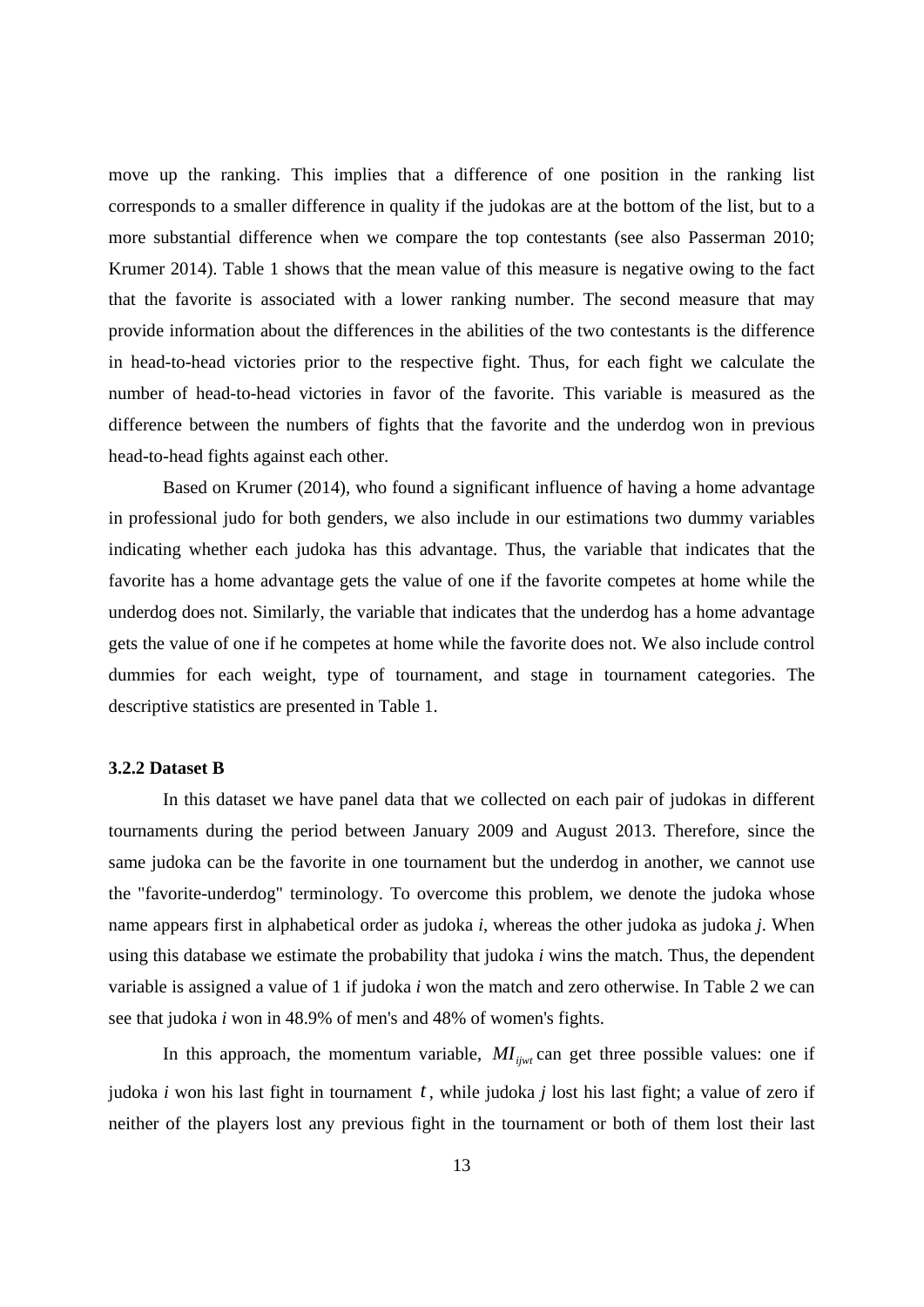move up the ranking. This implies that a difference of one position in the ranking list corresponds to a smaller difference in quality if the judokas are at the bottom of the list, but to a more substantial difference when we compare the top contestants (see also Passerman 2010; Krumer 2014). Table 1 shows that the mean value of this measure is negative owing to the fact that the favorite is associated with a lower ranking number. The second measure that may provide information about the differences in the abilities of the two contestants is the difference in head-to-head victories prior to the respective fight. Thus, for each fight we calculate the number of head-to-head victories in favor of the favorite. This variable is measured as the difference between the numbers of fights that the favorite and the underdog won in previous head-to-head fights against each other.

Based on Krumer (2014), who found a significant influence of having a home advantage in professional judo for both genders, we also include in our estimations two dummy variables indicating whether each judoka has this advantage. Thus, the variable that indicates that the favorite has a home advantage gets the value of one if the favorite competes at home while the underdog does not. Similarly, the variable that indicates that the underdog has a home advantage gets the value of one if he competes at home while the favorite does not. We also include control dummies for each weight, type of tournament, and stage in tournament categories. The descriptive statistics are presented in Table 1.

### 3.2.2 Dataset B

In this dataset we have panel data that we collected on each pair of judokas in different tournaments during the period between January 2009 and August 2013. Therefore, since the same judoka can be the favorite in one tournament but the underdog in another, we cannot use the "favorite-underdog" terminology. To overcome this problem, we denote the judoka whose name appears first in alphabetical order as judoka *i*, whereas the other judoka as judoka *j*. When using this database we estimate the probability that judoka *i* wins the match. Thus, the dependent variable is assigned a value of 1 if judoka *i* won the match and zero otherwise. In Table 2 we can see that judoka *i* won in 48.9% of men's and 48% of women's fights.

In this approach, the momentum variable, $MI_{ijwt}$ can get three possible values: one if judoka *i* won his last fight in tournament $t$, while judoka *j* lost his last fight; a value of zero if neither of the players lost any previous fight in the tournament or both of them lost their last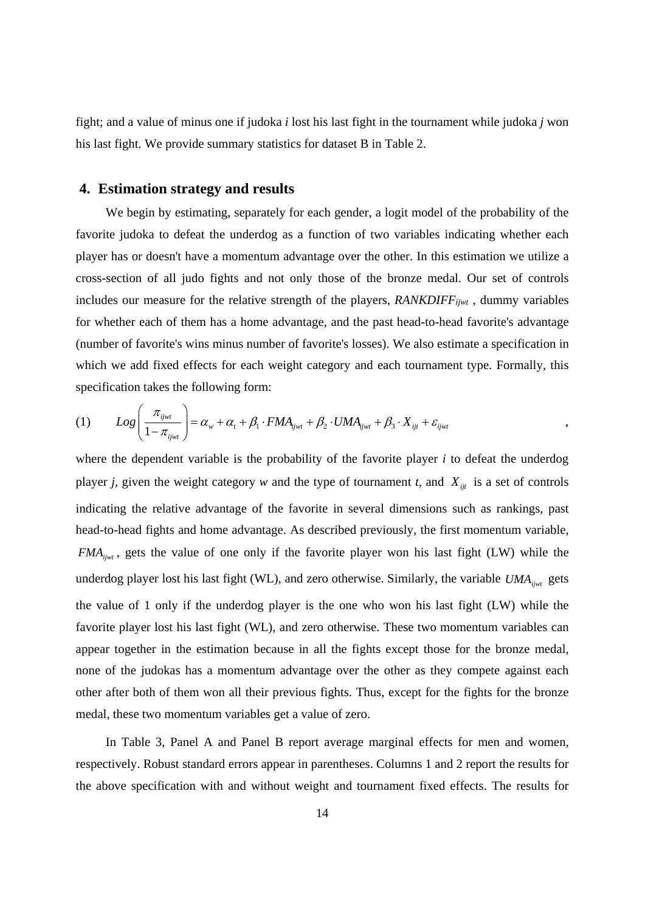fight; and a value of minus one if judoka *i* lost his last fight in the tournament while judoka *j* won his last fight. We provide summary statistics for dataset B in Table 2.

## 4. Estimation strategy and results

We begin by estimating, separately for each gender, a logit model of the probability of the favorite judoka to defeat the underdog as a function of two variables indicating whether each player has or doesn't have a momentum advantage over the other. In this estimation we utilize a cross-section of all judo fights and not only those of the bronze medal. Our set of controls includes our measure for the relative strength of the players, $RANKDIFF_{ijwt}$ , dummy variables for whether each of them has a home advantage, and the past head-to-head favorite's advantage (number of favorite's wins minus number of favorite's losses). We also estimate a specification in which we add fixed effects for each weight category and each tournament type. Formally, this specification takes the following form:

$$(1) \qquad Log\left(\frac{\pi_{ijwt}}{1-\pi_{ijwt}}\right) = \alpha_w + \alpha_t + \beta_1 \cdot FMA_{ijwt} + \beta_2 \cdot UMA_{ijwt} + \beta_3 \cdot X_{ijt} + \varepsilon_{ijwt} \qquad ,$$

where the dependent variable is the probability of the favorite player *i* to defeat the underdog player *j*, given the weight category *w* and the type of tournament *t*, and $X_{ijt}$ is a set of controls indicating the relative advantage of the favorite in several dimensions such as rankings, past head-to-head fights and home advantage. As described previously, the first momentum variable, $FMA_{ijwt}$ , gets the value of one only if the favorite player won his last fight (LW) while the underdog player lost his last fight (WL), and zero otherwise. Similarly, the variable $UMA_{ijwt}$ gets the value of 1 only if the underdog player is the one who won his last fight (LW) while the favorite player lost his last fight (WL), and zero otherwise. These two momentum variables can appear together in the estimation because in all the fights except those for the bronze medal, none of the judokas has a momentum advantage over the other as they compete against each other after both of them won all their previous fights. Thus, except for the fights for the bronze medal, these two momentum variables get a value of zero.

In Table 3, Panel A and Panel B report average marginal effects for men and women, respectively. Robust standard errors appear in parentheses. Columns 1 and 2 report the results for the above specification with and without weight and tournament fixed effects. The results for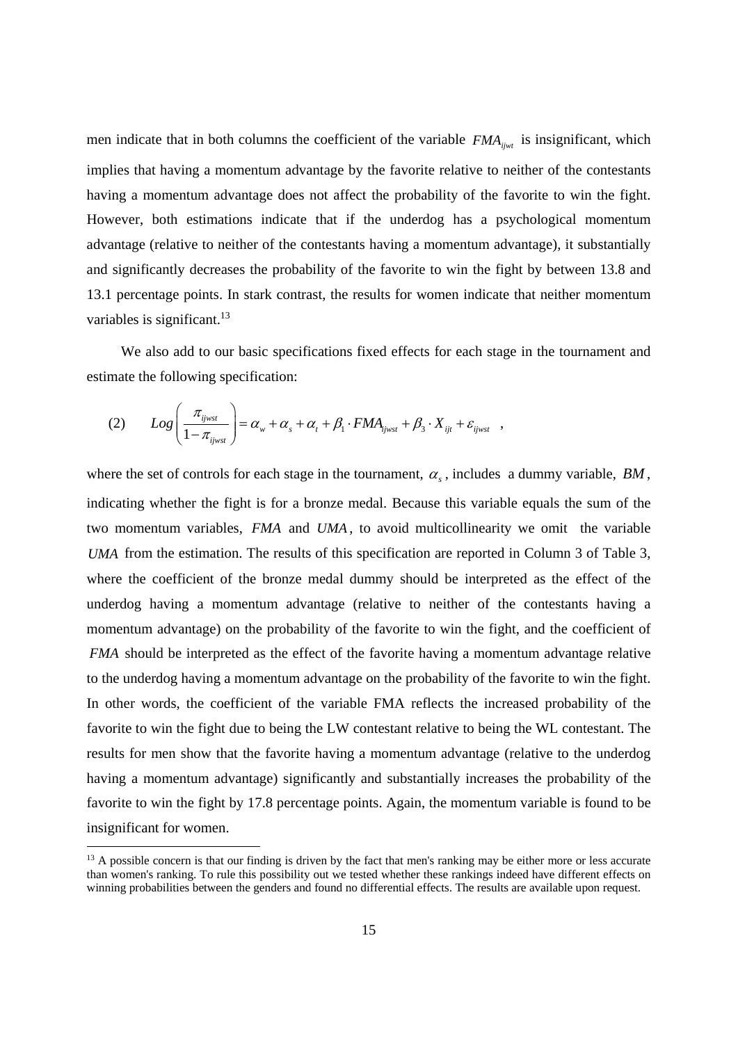men indicate that in both columns the coefficient of the variable $FMA_{ijwt}$ is insignificant, which implies that having a momentum advantage by the favorite relative to neither of the contestants having a momentum advantage does not affect the probability of the favorite to win the fight. However, both estimations indicate that if the underdog has a psychological momentum advantage (relative to neither of the contestants having a momentum advantage), it substantially and significantly decreases the probability of the favorite to win the fight by between 13.8 and 13.1 percentage points. In stark contrast, the results for women indicate that neither momentum variables is significant.[13]

We also add to our basic specifications fixed effects for each stage in the tournament and estimate the following specification:

$$(2) \qquad Log\left(\frac{\pi_{ijwst}}{1-\pi_{ijwst}}\right) = \alpha_w + \alpha_s + \alpha_t + \beta_1 \cdot FMA_{ijwst} + \beta_3 \cdot X_{ijt} + \varepsilon_{ijwst} \quad ,$$

where the set of controls for each stage in the tournament, $\alpha_s$, includes a dummy variable, $BM$, indicating whether the fight is for a bronze medal. Because this variable equals the sum of the two momentum variables, $FMA$ and $UMA$, to avoid multicollinearity we omit the variable $UMA$ from the estimation. The results of this specification are reported in Column 3 of Table 3, where the coefficient of the bronze medal dummy should be interpreted as the effect of the underdog having a momentum advantage (relative to neither of the contestants having a momentum advantage) on the probability of the favorite to win the fight, and the coefficient of $FMA$ should be interpreted as the effect of the favorite having a momentum advantage relative to the underdog having a momentum advantage on the probability of the favorite to win the fight. In other words, the coefficient of the variable FMA reflects the increased probability of the favorite to win the fight due to being the LW contestant relative to being the WL contestant. The results for men show that the favorite having a momentum advantage (relative to the underdog having a momentum advantage) significantly and substantially increases the probability of the favorite to win the fight by 17.8 percentage points. Again, the momentum variable is found to be insignificant for women.

[13] A possible concern is that our finding is driven by the fact that men's ranking may be either more or less accurate than women's ranking. To rule this possibility out we tested whether these rankings indeed have different effects on winning probabilities between the genders and found no differential effects. The results are available upon request.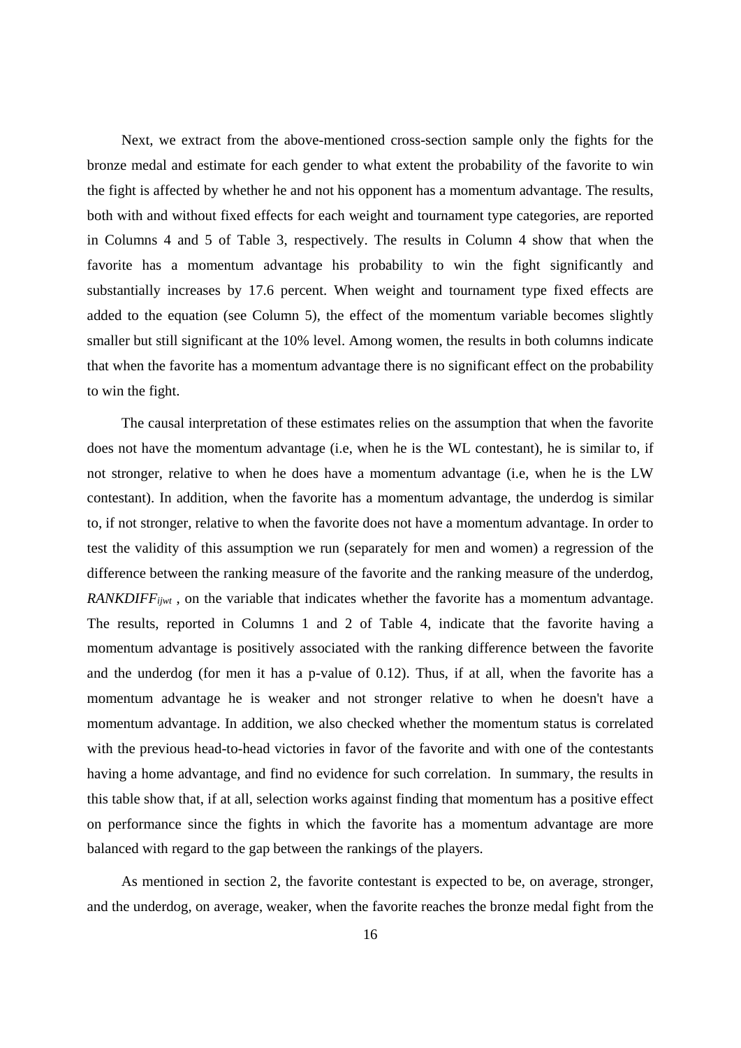Next, we extract from the above-mentioned cross-section sample only the fights for the bronze medal and estimate for each gender to what extent the probability of the favorite to win the fight is affected by whether he and not his opponent has a momentum advantage. The results, both with and without fixed effects for each weight and tournament type categories, are reported in Columns 4 and 5 of Table 3, respectively. The results in Column 4 show that when the favorite has a momentum advantage his probability to win the fight significantly and substantially increases by 17.6 percent. When weight and tournament type fixed effects are added to the equation (see Column 5), the effect of the momentum variable becomes slightly smaller but still significant at the 10% level. Among women, the results in both columns indicate that when the favorite has a momentum advantage there is no significant effect on the probability to win the fight.

The causal interpretation of these estimates relies on the assumption that when the favorite does not have the momentum advantage (i.e, when he is the WL contestant), he is similar to, if not stronger, relative to when he does have a momentum advantage (i.e, when he is the LW contestant). In addition, when the favorite has a momentum advantage, the underdog is similar to, if not stronger, relative to when the favorite does not have a momentum advantage. In order to test the validity of this assumption we run (separately for men and women) a regression of the difference between the ranking measure of the favorite and the ranking measure of the underdog, $RANKDIFF_{ijwt}$ , on the variable that indicates whether the favorite has a momentum advantage. The results, reported in Columns 1 and 2 of Table 4, indicate that the favorite having a momentum advantage is positively associated with the ranking difference between the favorite and the underdog (for men it has a p-value of 0.12). Thus, if at all, when the favorite has a momentum advantage he is weaker and not stronger relative to when he doesn't have a momentum advantage. In addition, we also checked whether the momentum status is correlated with the previous head-to-head victories in favor of the favorite and with one of the contestants having a home advantage, and find no evidence for such correlation. In summary, the results in this table show that, if at all, selection works against finding that momentum has a positive effect on performance since the fights in which the favorite has a momentum advantage are more balanced with regard to the gap between the rankings of the players.

As mentioned in section 2, the favorite contestant is expected to be, on average, stronger, and the underdog, on average, weaker, when the favorite reaches the bronze medal fight from the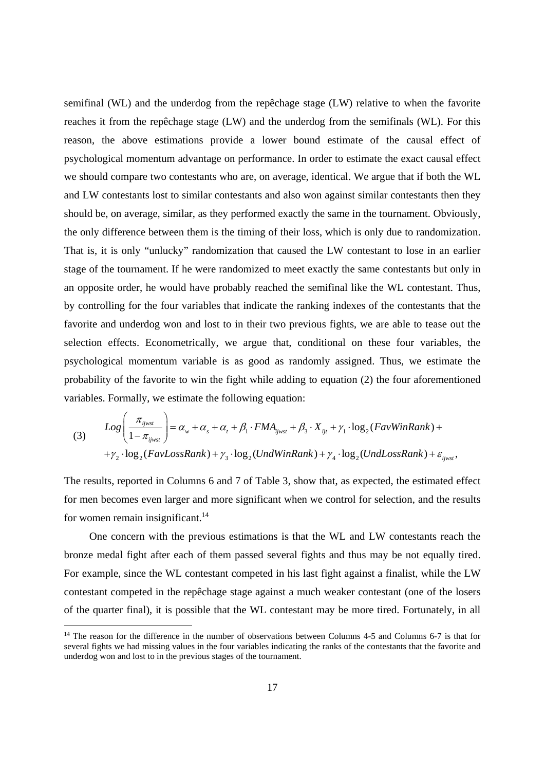semifinal (WL) and the underdog from the repêchage stage (LW) relative to when the favorite reaches it from the repêchage stage (LW) and the underdog from the semifinals (WL). For this reason, the above estimations provide a lower bound estimate of the causal effect of psychological momentum advantage on performance. In order to estimate the exact causal effect we should compare two contestants who are, on average, identical. We argue that if both the WL and LW contestants lost to similar contestants and also won against similar contestants then they should be, on average, similar, as they performed exactly the same in the tournament. Obviously, the only difference between them is the timing of their loss, which is only due to randomization. That is, it is only "unlucky" randomization that caused the LW contestant to lose in an earlier stage of the tournament. If he were randomized to meet exactly the same contestants but only in an opposite order, he would have probably reached the semifinal like the WL contestant. Thus, by controlling for the four variables that indicate the ranking indexes of the contestants that the favorite and underdog won and lost to in their two previous fights, we are able to tease out the selection effects. Econometrically, we argue that, conditional on these four variables, the psychological momentum variable is as good as randomly assigned. Thus, we estimate the probability of the favorite to win the fight while adding to equation (2) the four aforementioned variables. Formally, we estimate the following equation:

$$
\text{(3)} \qquad Log\left(\frac{\pi_{ijwst}}{1-\pi_{ijwst}}\right) = \alpha_w + \alpha_s + \alpha_t + \beta_1 \cdot FMA_{ijwst} + \beta_3 \cdot X_{ijt} + \gamma_1 \cdot \log_2(FavWinRank) + \\ + \gamma_2 \cdot \log_2(FavLossRank) + \gamma_3 \cdot \log_2(UndWinRank) + \gamma_4 \cdot \log_2(UndLossRank) + \varepsilon_{ijwst},
$$

The results, reported in Columns 6 and 7 of Table 3, show that, as expected, the estimated effect for men becomes even larger and more significant when we control for selection, and the results for women remain insignificant.[14]

One concern with the previous estimations is that the WL and LW contestants reach the bronze medal fight after each of them passed several fights and thus may be not equally tired. For example, since the WL contestant competed in his last fight against a finalist, while the LW contestant competed in the repêchage stage against a much weaker contestant (one of the losers of the quarter final), it is possible that the WL contestant may be more tired. Fortunately, in all

[14] The reason for the difference in the number of observations between Columns 4-5 and Columns 6-7 is that for several fights we had missing values in the four variables indicating the ranks of the contestants that the favorite and underdog won and lost to in the previous stages of the tournament.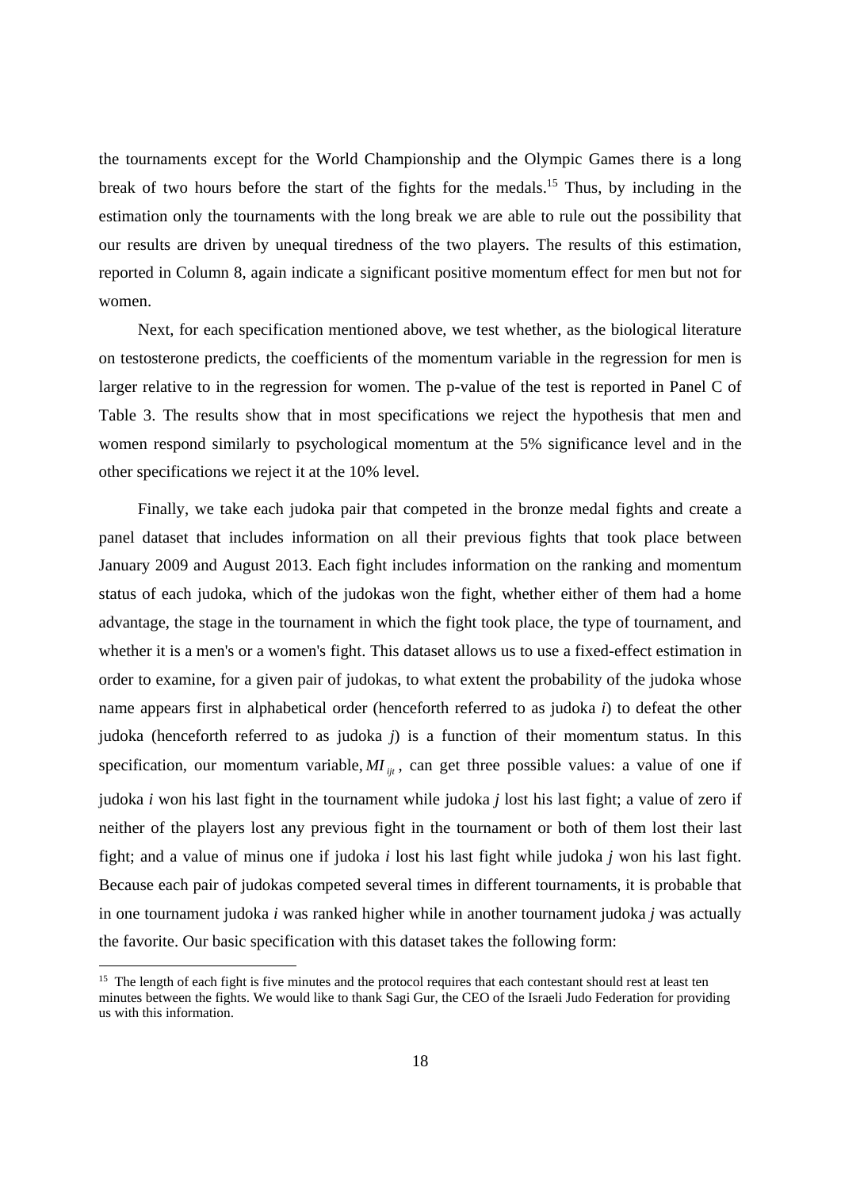the tournaments except for the World Championship and the Olympic Games there is a long break of two hours before the start of the fights for the medals.[15] Thus, by including in the estimation only the tournaments with the long break we are able to rule out the possibility that our results are driven by unequal tiredness of the two players. The results of this estimation, reported in Column 8, again indicate a significant positive momentum effect for men but not for women.

Next, for each specification mentioned above, we test whether, as the biological literature on testosterone predicts, the coefficients of the momentum variable in the regression for men is larger relative to in the regression for women. The p-value of the test is reported in Panel C of Table 3. The results show that in most specifications we reject the hypothesis that men and women respond similarly to psychological momentum at the 5% significance level and in the other specifications we reject it at the 10% level.

Finally, we take each judoka pair that competed in the bronze medal fights and create a panel dataset that includes information on all their previous fights that took place between January 2009 and August 2013. Each fight includes information on the ranking and momentum status of each judoka, which of the judokas won the fight, whether either of them had a home advantage, the stage in the tournament in which the fight took place, the type of tournament, and whether it is a men's or a women's fight. This dataset allows us to use a fixed-effect estimation in order to examine, for a given pair of judokas, to what extent the probability of the judoka whose name appears first in alphabetical order (henceforth referred to as judoka *i*) to defeat the other judoka (henceforth referred to as judoka *j*) is a function of their momentum status. In this specification, our momentum variable, $MI_{ijt}$, can get three possible values: a value of one if judoka *i* won his last fight in the tournament while judoka *j* lost his last fight; a value of zero if neither of the players lost any previous fight in the tournament or both of them lost their last fight; and a value of minus one if judoka *i* lost his last fight while judoka *j* won his last fight. Because each pair of judokas competed several times in different tournaments, it is probable that in one tournament judoka *i* was ranked higher while in another tournament judoka *j* was actually the favorite. Our basic specification with this dataset takes the following form:

[15] The length of each fight is five minutes and the protocol requires that each contestant should rest at least ten minutes between the fights. We would like to thank Sagi Gur, the CEO of the Israeli Judo Federation for providing us with this information.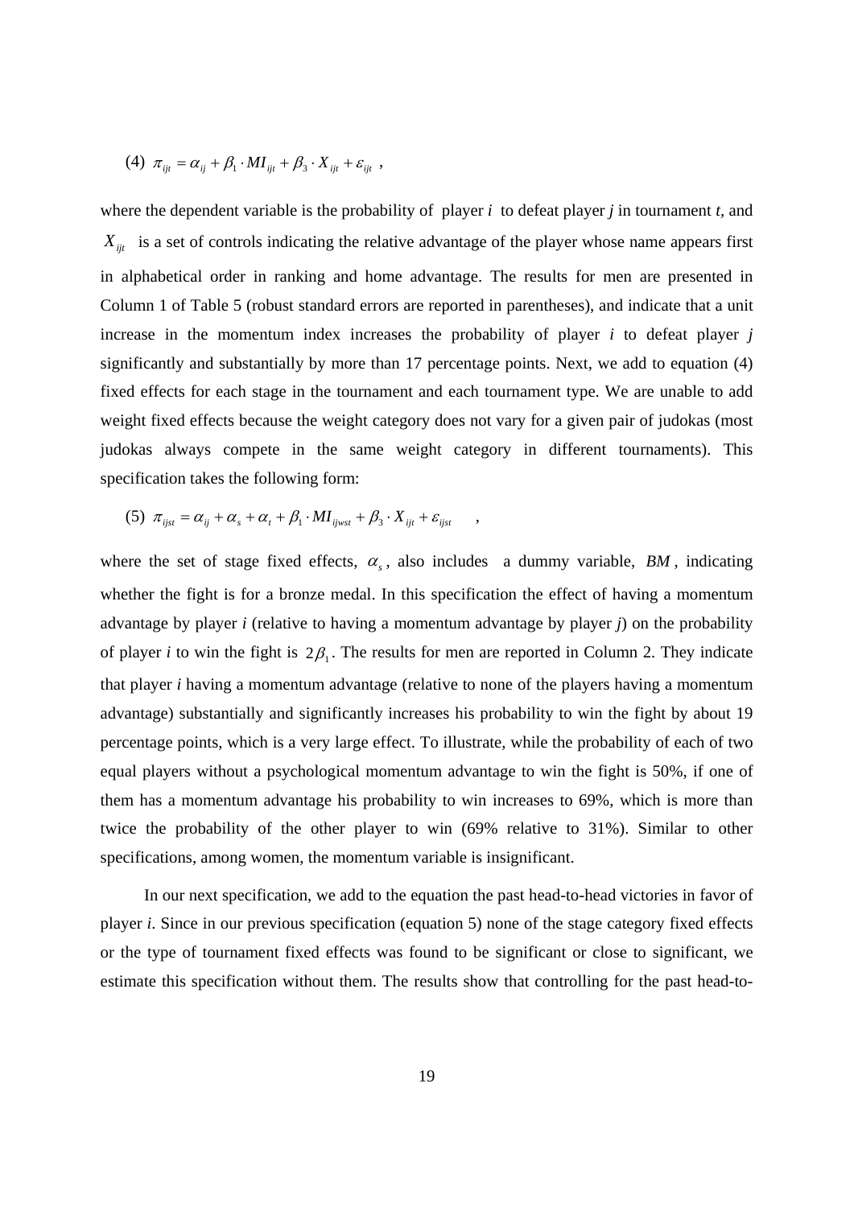$$(4)\ \ \pi_{ijt} = \alpha_{ij} + \beta_1 \cdot MI_{ijt} + \beta_3 \cdot X_{ijt} + \varepsilon_{ijt}\ ,$$

where the dependent variable is the probability of player *i* to defeat player *j* in tournament *t*, and $X_{ijt}$ is a set of controls indicating the relative advantage of the player whose name appears first in alphabetical order in ranking and home advantage. The results for men are presented in Column 1 of Table 5 (robust standard errors are reported in parentheses), and indicate that a unit increase in the momentum index increases the probability of player *i* to defeat player *j* significantly and substantially by more than 17 percentage points. Next, we add to equation (4) fixed effects for each stage in the tournament and each tournament type. We are unable to add weight fixed effects because the weight category does not vary for a given pair of judokas (most judokas always compete in the same weight category in different tournaments). This specification takes the following form:

$$(5)\ \ \pi_{ijst} = \alpha_{ij} + \alpha_s + \alpha_t + \beta_1 \cdot MI_{ijwst} + \beta_3 \cdot X_{ijt} + \varepsilon_{ijst}\ \ ,$$

where the set of stage fixed effects, $\alpha_s$, also includes a dummy variable, $BM$, indicating whether the fight is for a bronze medal. In this specification the effect of having a momentum advantage by player *i* (relative to having a momentum advantage by player *j*) on the probability of player *i* to win the fight is $2\beta_1$. The results for men are reported in Column 2. They indicate that player *i* having a momentum advantage (relative to none of the players having a momentum advantage) substantially and significantly increases his probability to win the fight by about 19 percentage points, which is a very large effect. To illustrate, while the probability of each of two equal players without a psychological momentum advantage to win the fight is 50%, if one of them has a momentum advantage his probability to win increases to 69%, which is more than twice the probability of the other player to win (69% relative to 31%). Similar to other specifications, among women, the momentum variable is insignificant.

In our next specification, we add to the equation the past head-to-head victories in favor of player *i*. Since in our previous specification (equation 5) none of the stage category fixed effects or the type of tournament fixed effects was found to be significant or close to significant, we estimate this specification without them. The results show that controlling for the past head-to-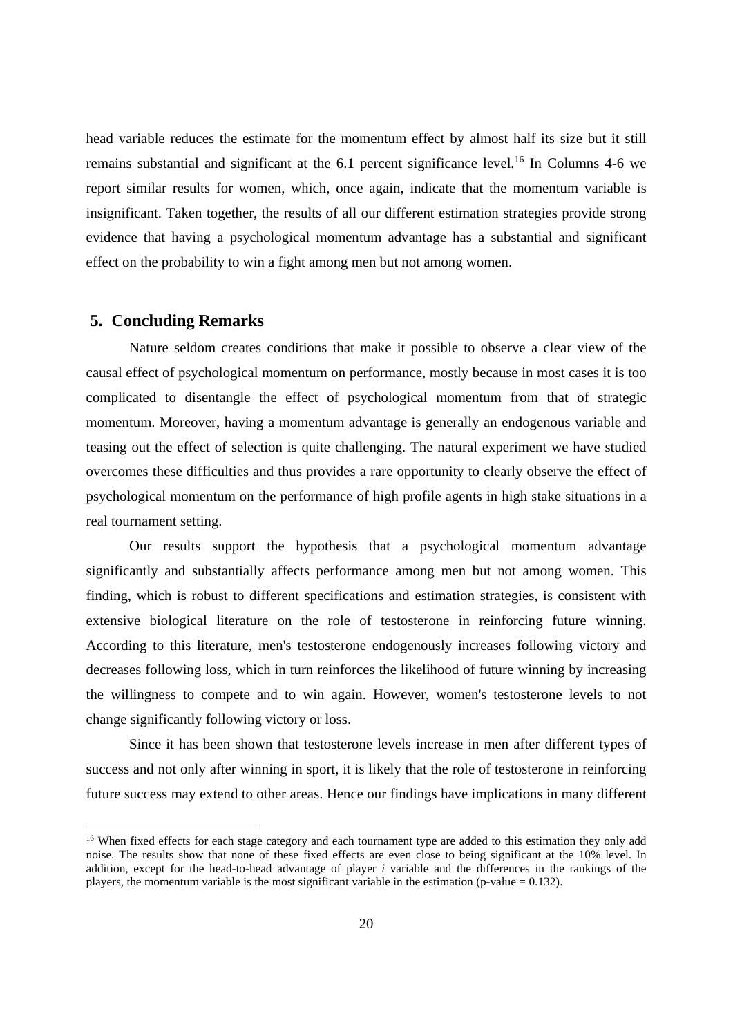head variable reduces the estimate for the momentum effect by almost half its size but it still remains substantial and significant at the 6.1 percent significance level.[16] In Columns 4-6 we report similar results for women, which, once again, indicate that the momentum variable is insignificant. Taken together, the results of all our different estimation strategies provide strong evidence that having a psychological momentum advantage has a substantial and significant effect on the probability to win a fight among men but not among women.

## 5. Concluding Remarks

Nature seldom creates conditions that make it possible to observe a clear view of the causal effect of psychological momentum on performance, mostly because in most cases it is too complicated to disentangle the effect of psychological momentum from that of strategic momentum. Moreover, having a momentum advantage is generally an endogenous variable and teasing out the effect of selection is quite challenging. The natural experiment we have studied overcomes these difficulties and thus provides a rare opportunity to clearly observe the effect of psychological momentum on the performance of high profile agents in high stake situations in a real tournament setting.

Our results support the hypothesis that a psychological momentum advantage significantly and substantially affects performance among men but not among women. This finding, which is robust to different specifications and estimation strategies, is consistent with extensive biological literature on the role of testosterone in reinforcing future winning. According to this literature, men's testosterone endogenously increases following victory and decreases following loss, which in turn reinforces the likelihood of future winning by increasing the willingness to compete and to win again. However, women's testosterone levels to not change significantly following victory or loss.

Since it has been shown that testosterone levels increase in men after different types of success and not only after winning in sport, it is likely that the role of testosterone in reinforcing future success may extend to other areas. Hence our findings have implications in many different

[16] When fixed effects for each stage category and each tournament type are added to this estimation they only add noise. The results show that none of these fixed effects are even close to being significant at the 10% level. In addition, except for the head-to-head advantage of player *i* variable and the differences in the rankings of the players, the momentum variable is the most significant variable in the estimation (p-value = 0.132).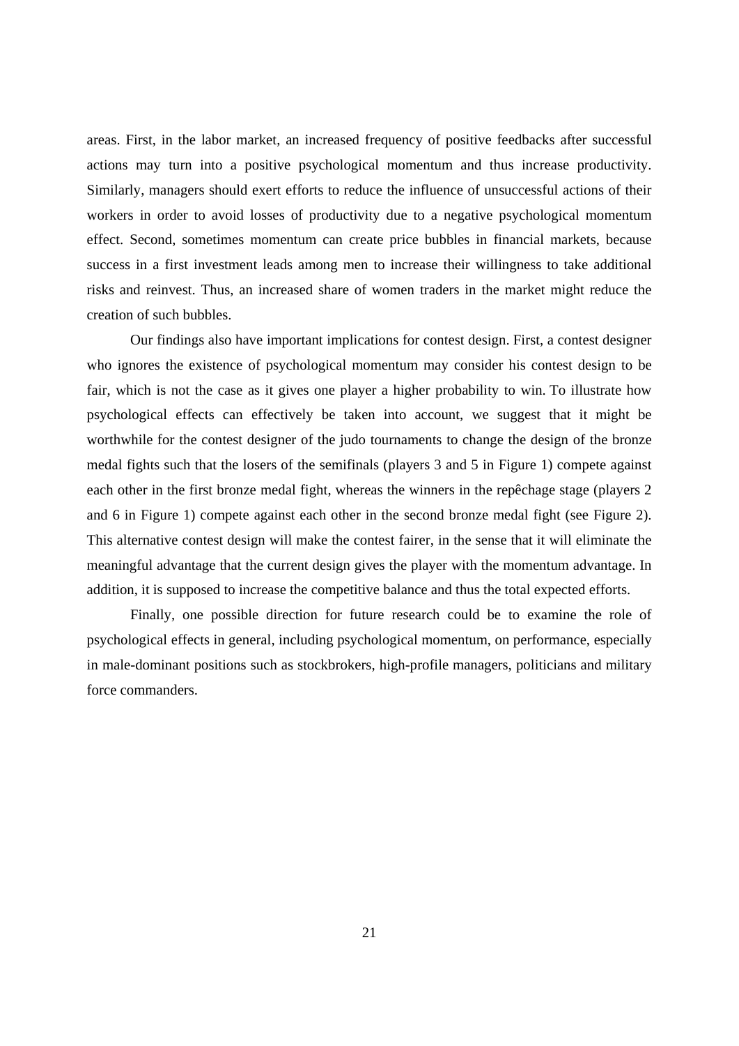areas. First, in the labor market, an increased frequency of positive feedbacks after successful actions may turn into a positive psychological momentum and thus increase productivity. Similarly, managers should exert efforts to reduce the influence of unsuccessful actions of their workers in order to avoid losses of productivity due to a negative psychological momentum effect. Second, sometimes momentum can create price bubbles in financial markets, because success in a first investment leads among men to increase their willingness to take additional risks and reinvest. Thus, an increased share of women traders in the market might reduce the creation of such bubbles.

Our findings also have important implications for contest design. First, a contest designer who ignores the existence of psychological momentum may consider his contest design to be fair, which is not the case as it gives one player a higher probability to win. To illustrate how psychological effects can effectively be taken into account, we suggest that it might be worthwhile for the contest designer of the judo tournaments to change the design of the bronze medal fights such that the losers of the semifinals (players 3 and 5 in Figure 1) compete against each other in the first bronze medal fight, whereas the winners in the repêchage stage (players 2 and 6 in Figure 1) compete against each other in the second bronze medal fight (see Figure 2). This alternative contest design will make the contest fairer, in the sense that it will eliminate the meaningful advantage that the current design gives the player with the momentum advantage. In addition, it is supposed to increase the competitive balance and thus the total expected efforts.

Finally, one possible direction for future research could be to examine the role of psychological effects in general, including psychological momentum, on performance, especially in male-dominant positions such as stockbrokers, high-profile managers, politicians and military force commanders.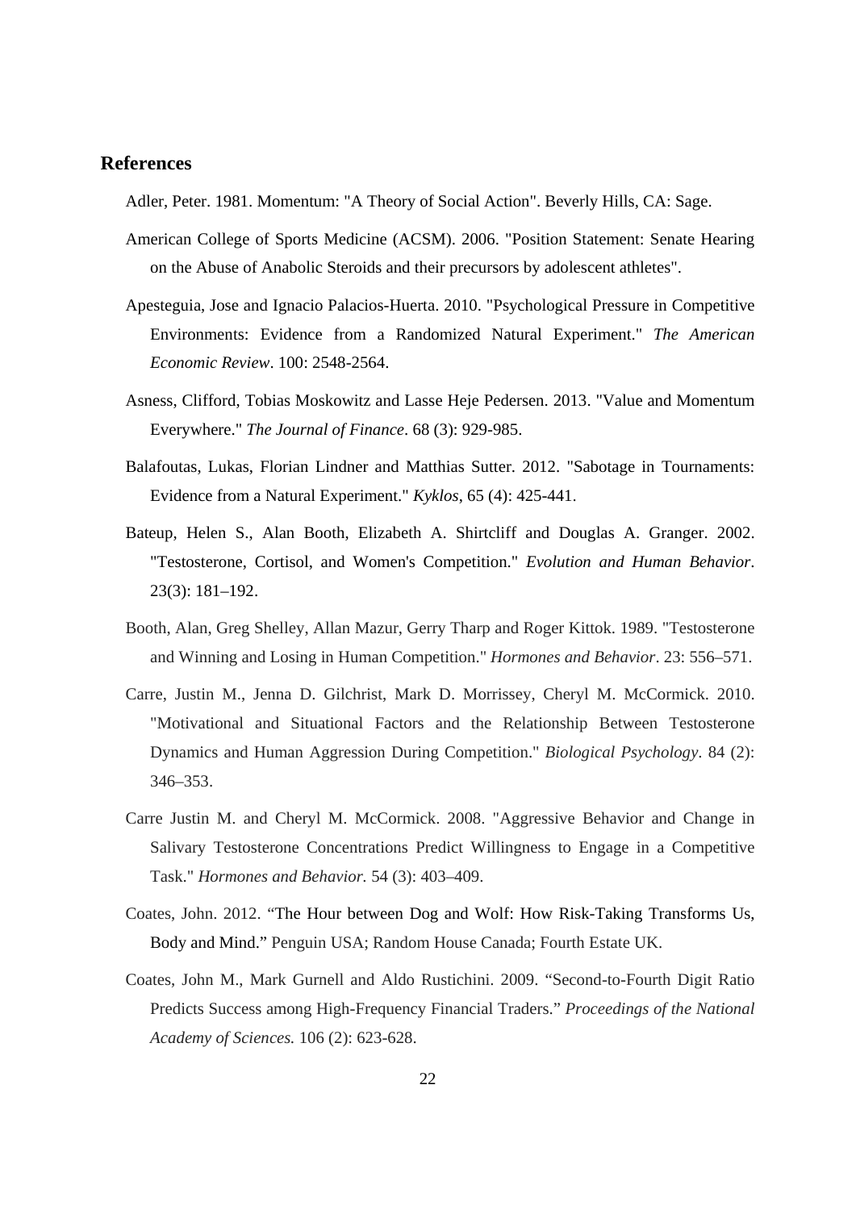## References

Adler, Peter. 1981. Momentum: "A Theory of Social Action". Beverly Hills, CA: Sage.

American College of Sports Medicine (ACSM). 2006. "Position Statement: Senate Hearing on the Abuse of Anabolic Steroids and their precursors by adolescent athletes".

Apesteguia, Jose and Ignacio Palacios-Huerta. 2010. "Psychological Pressure in Competitive Environments: Evidence from a Randomized Natural Experiment." *The American Economic Review*. 100: 2548-2564.

Asness, Clifford, Tobias Moskowitz and Lasse Heje Pedersen. 2013. "Value and Momentum Everywhere." *The Journal of Finance*. 68 (3): 929-985.

Balafoutas, Lukas, Florian Lindner and Matthias Sutter. 2012. "Sabotage in Tournaments: Evidence from a Natural Experiment." *Kyklos*, 65 (4): 425-441.

Bateup, Helen S., Alan Booth, Elizabeth A. Shirtcliff and Douglas A. Granger. 2002. "Testosterone, Cortisol, and Women's Competition." *Evolution and Human Behavior*. 23(3): 181–192.

Booth, Alan, Greg Shelley, Allan Mazur, Gerry Tharp and Roger Kittok. 1989. "Testosterone and Winning and Losing in Human Competition." *Hormones and Behavior*. 23: 556–571.

Carre, Justin M., Jenna D. Gilchrist, Mark D. Morrissey, Cheryl M. McCormick. 2010. "Motivational and Situational Factors and the Relationship Between Testosterone Dynamics and Human Aggression During Competition." *Biological Psychology*. 84 (2): 346–353.

Carre Justin M. and Cheryl M. McCormick. 2008. "Aggressive Behavior and Change in Salivary Testosterone Concentrations Predict Willingness to Engage in a Competitive Task." *Hormones and Behavior.* 54 (3): 403–409.

Coates, John. 2012. "The Hour between Dog and Wolf: How Risk-Taking Transforms Us, Body and Mind." Penguin USA; Random House Canada; Fourth Estate UK.

Coates, John M., Mark Gurnell and Aldo Rustichini. 2009. "Second-to-Fourth Digit Ratio Predicts Success among High-Frequency Financial Traders." *Proceedings of the National Academy of Sciences.* 106 (2): 623-628.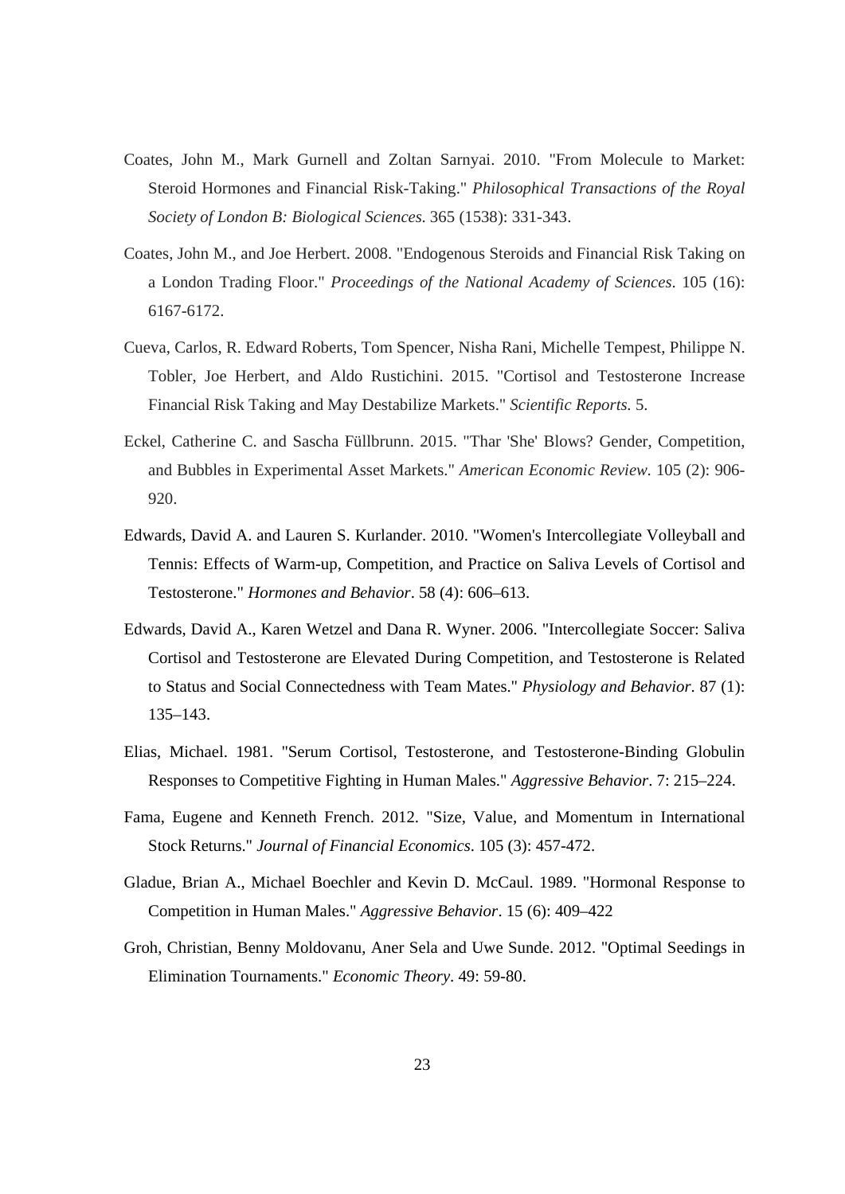Coates, John M., Mark Gurnell and Zoltan Sarnyai. 2010. "From Molecule to Market: Steroid Hormones and Financial Risk-Taking." *Philosophical Transactions of the Royal Society of London B: Biological Sciences.* 365 (1538): 331-343.

Coates, John M., and Joe Herbert. 2008. "Endogenous Steroids and Financial Risk Taking on a London Trading Floor." *Proceedings of the National Academy of Sciences*. 105 (16): 6167-6172.

Cueva, Carlos, R. Edward Roberts, Tom Spencer, Nisha Rani, Michelle Tempest, Philippe N. Tobler, Joe Herbert, and Aldo Rustichini. 2015. "Cortisol and Testosterone Increase Financial Risk Taking and May Destabilize Markets." *Scientific Reports.* 5.

Eckel, Catherine C. and Sascha Füllbrunn. 2015. "Thar 'She' Blows? Gender, Competition, and Bubbles in Experimental Asset Markets." *American Economic Review*. 105 (2): 906-920.

Edwards, David A. and Lauren S. Kurlander. 2010. "Women's Intercollegiate Volleyball and Tennis: Effects of Warm-up, Competition, and Practice on Saliva Levels of Cortisol and Testosterone." *Hormones and Behavior*. 58 (4): 606–613.

Edwards, David A., Karen Wetzel and Dana R. Wyner. 2006. "Intercollegiate Soccer: Saliva Cortisol and Testosterone are Elevated During Competition, and Testosterone is Related to Status and Social Connectedness with Team Mates." *Physiology and Behavior*. 87 (1): 135–143.

Elias, Michael. 1981. "Serum Cortisol, Testosterone, and Testosterone-Binding Globulin Responses to Competitive Fighting in Human Males." *Aggressive Behavior*. 7: 215–224.

Fama, Eugene and Kenneth French. 2012. "Size, Value, and Momentum in International Stock Returns." *Journal of Financial Economics*. 105 (3): 457-472.

Gladue, Brian A., Michael Boechler and Kevin D. McCaul. 1989. "Hormonal Response to Competition in Human Males." *Aggressive Behavior*. 15 (6): 409–422

Groh, Christian, Benny Moldovanu, Aner Sela and Uwe Sunde. 2012. "Optimal Seedings in Elimination Tournaments." *Economic Theory*. 49: 59-80.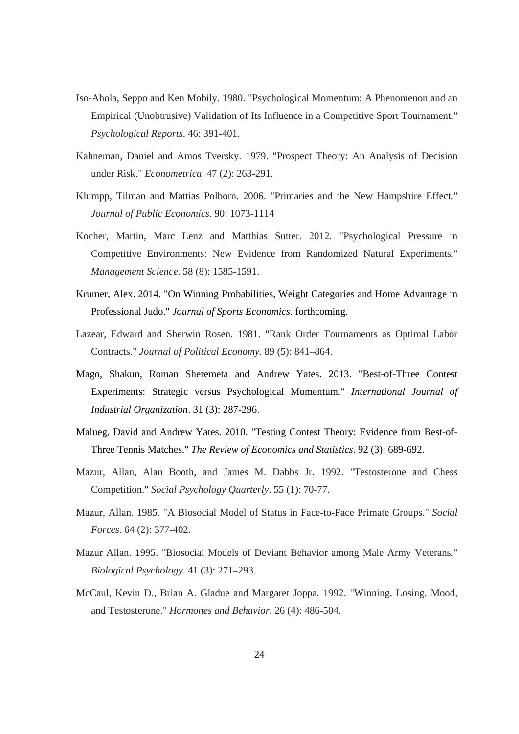Iso-Ahola, Seppo and Ken Mobily. 1980. "Psychological Momentum: A Phenomenon and an Empirical (Unobtrusive) Validation of Its Influence in a Competitive Sport Tournament." *Psychological Reports*. 46: 391-401.

Kahneman, Daniel and Amos Tversky. 1979. "Prospect Theory: An Analysis of Decision under Risk." *Econometrica*. 47 (2): 263-291.

Klumpp, Tilman and Mattias Polborn. 2006. "Primaries and the New Hampshire Effect." *Journal of Public Economics*. 90: 1073-1114

Kocher, Martin, Marc Lenz and Matthias Sutter. 2012. "Psychological Pressure in Competitive Environments: New Evidence from Randomized Natural Experiments." *Management Science*. 58 (8): 1585-1591.

Krumer, Alex. 2014. "On Winning Probabilities, Weight Categories and Home Advantage in Professional Judo." *Journal of Sports Economics*. forthcoming.

Lazear, Edward and Sherwin Rosen. 1981. "Rank Order Tournaments as Optimal Labor Contracts." *Journal of Political Economy*. 89 (5): 841–864.

Mago, Shakun, Roman Sheremeta and Andrew Yates. 2013. "Best-of-Three Contest Experiments: Strategic versus Psychological Momentum." *International Journal of Industrial Organization*. 31 (3): 287-296.

Malueg, David and Andrew Yates. 2010. "Testing Contest Theory: Evidence from Best-of-Three Tennis Matches." *The Review of Economics and Statistics*. 92 (3): 689-692.

Mazur, Allan, Alan Booth, and James M. Dabbs Jr. 1992. "Testosterone and Chess Competition." *Social Psychology Quarterly*. 55 (1): 70-77.

Mazur, Allan. 1985. "A Biosocial Model of Status in Face-to-Face Primate Groups." *Social Forces*. 64 (2): 377-402.

Mazur Allan. 1995. "Biosocial Models of Deviant Behavior among Male Army Veterans." *Biological Psychology.* 41 (3): 271–293.

McCaul, Kevin D., Brian A. Gladue and Margaret Joppa. 1992. "Winning, Losing, Mood, and Testosterone." *Hormones and Behavior*. 26 (4): 486-504.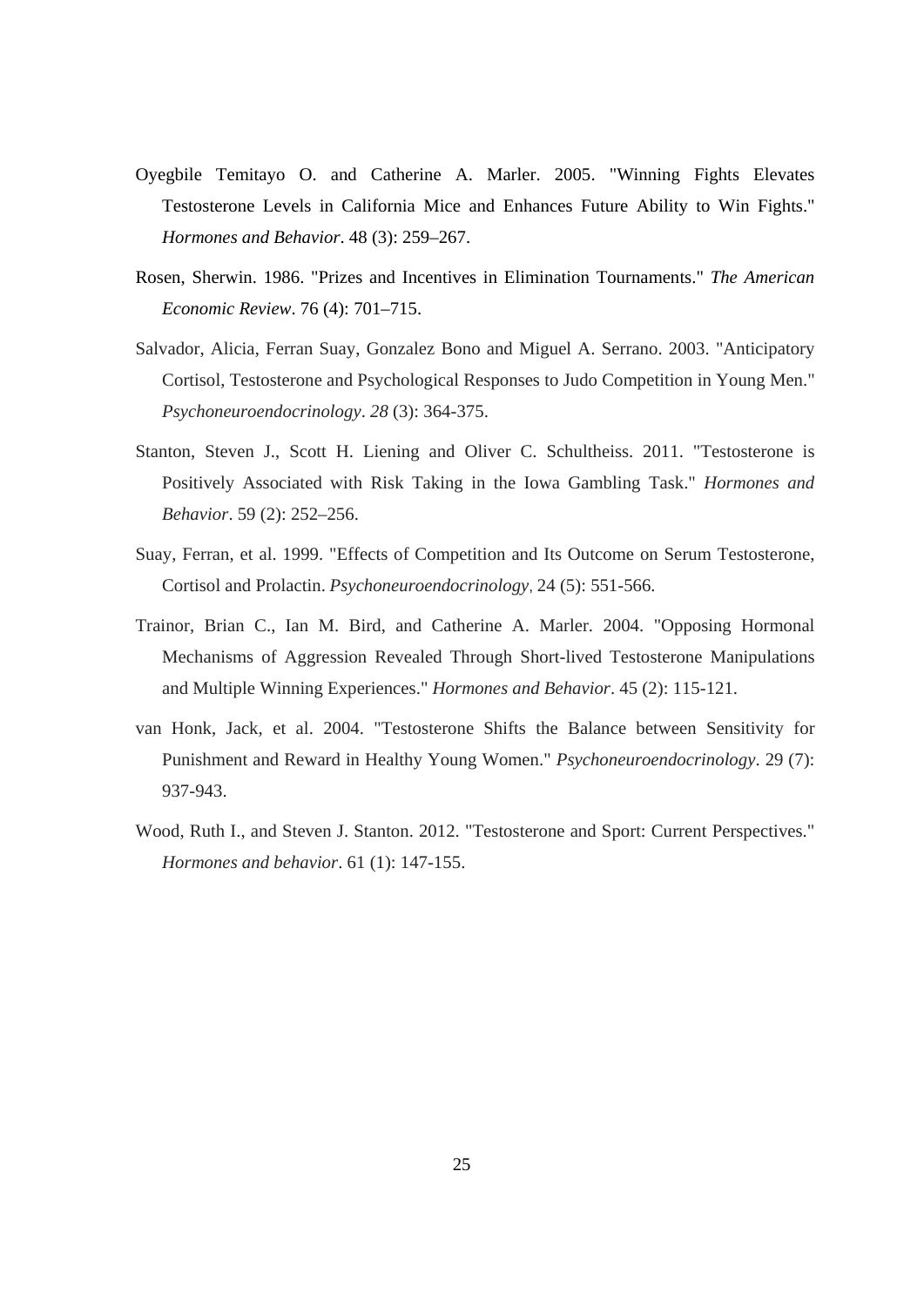Oyegbile Temitayo O. and Catherine A. Marler. 2005. "Winning Fights Elevates Testosterone Levels in California Mice and Enhances Future Ability to Win Fights." *Hormones and Behavior*. 48 (3): 259–267.

Rosen, Sherwin. 1986. "Prizes and Incentives in Elimination Tournaments." *The American Economic Review*. 76 (4): 701–715.

Salvador, Alicia, Ferran Suay, Gonzalez Bono and Miguel A. Serrano. 2003. "Anticipatory Cortisol, Testosterone and Psychological Responses to Judo Competition in Young Men." *Psychoneuroendocrinology*. *28* (3): 364-375.

Stanton, Steven J., Scott H. Liening and Oliver C. Schultheiss. 2011. "Testosterone is Positively Associated with Risk Taking in the Iowa Gambling Task." *Hormones and Behavior*. 59 (2): 252–256.

Suay, Ferran, et al. 1999. "Effects of Competition and Its Outcome on Serum Testosterone, Cortisol and Prolactin. *Psychoneuroendocrinology*, 24 (5): 551-566.

Trainor, Brian C., Ian M. Bird, and Catherine A. Marler. 2004. "Opposing Hormonal Mechanisms of Aggression Revealed Through Short-lived Testosterone Manipulations and Multiple Winning Experiences." *Hormones and Behavior*. 45 (2): 115-121.

van Honk, Jack, et al. 2004. "Testosterone Shifts the Balance between Sensitivity for Punishment and Reward in Healthy Young Women." *Psychoneuroendocrinology*. 29 (7): 937-943.

Wood, Ruth I., and Steven J. Stanton. 2012. "Testosterone and Sport: Current Perspectives." *Hormones and behavior*. 61 (1): 147-155.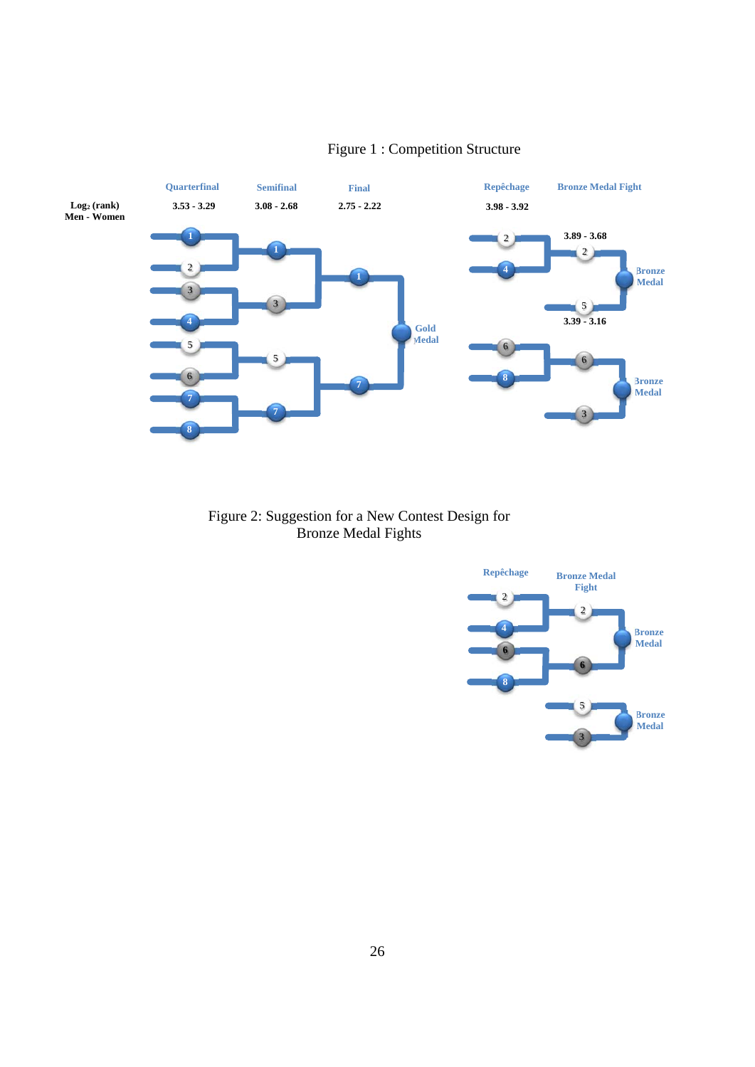Figure 1 : Competition Structure

| | Quarterfinal | Semifinal | Final | Repêchage | Bronze Medal Fight |
|---|---|---|---|---|---|
| Log$_2$ (rank) Men - Women | 3.53 - 3.29 | 3.08 - 2.68 | 2.75 - 2.22 | 3.98 - 3.92 | 3.89 - 3.68 / 3.39 - 3.16 |

Gold Medal

Bronze Medal

Bronze Medal

Figure 2: Suggestion for a New Contest Design for Bronze Medal Fights

Repêchage

Bronze Medal Fight

Bronze Medal

Bronze Medal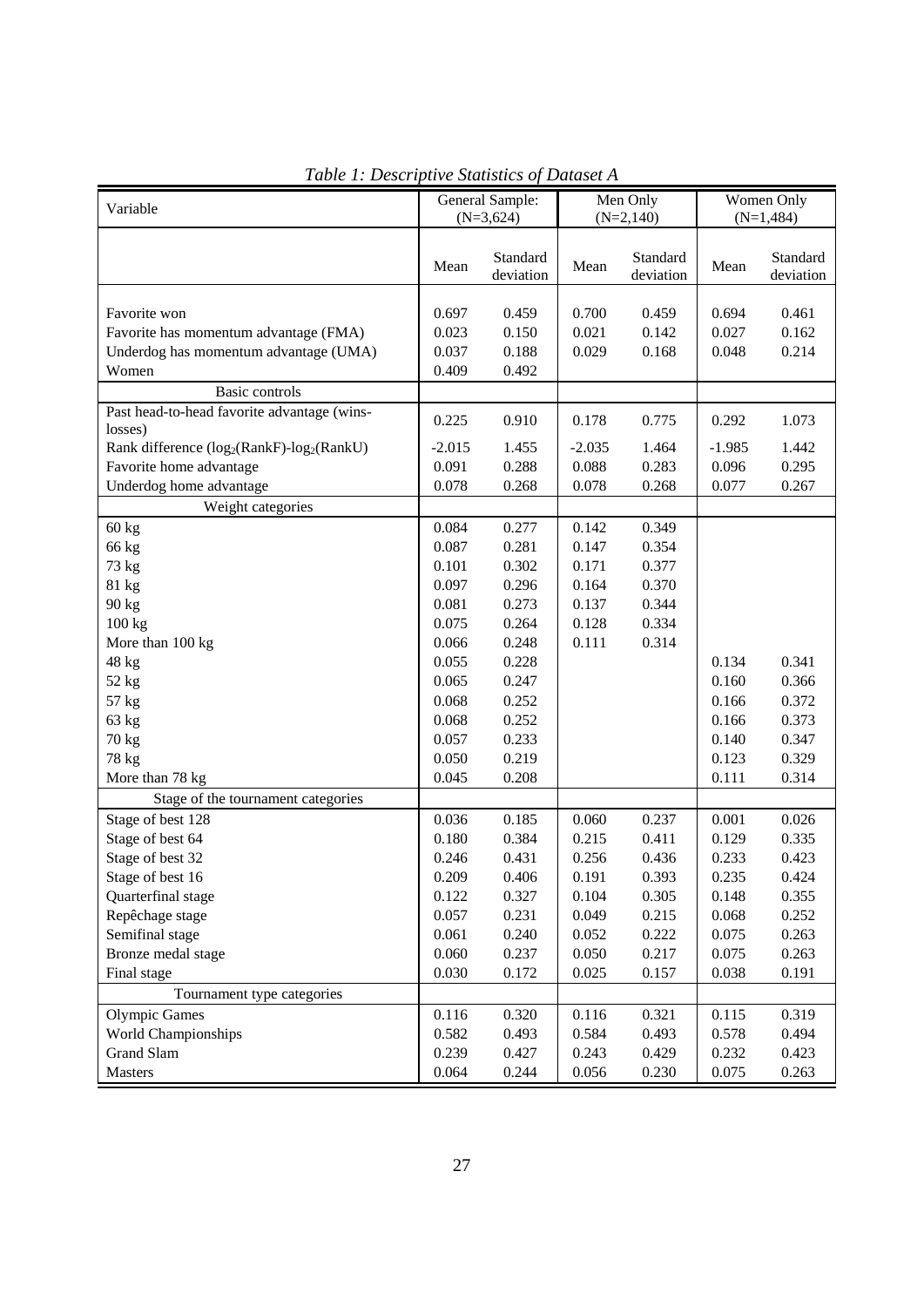*Table 1: Descriptive Statistics of Dataset A*

| Variable | General Sample: (N=3,624) | | Men Only (N=2,140) | | Women Only (N=1,484) | |
|---|---|---|---|---|---|---|
| | Mean | Standard deviation | Mean | Standard deviation | Mean | Standard deviation |
| Favorite won | 0.697 | 0.459 | 0.700 | 0.459 | 0.694 | 0.461 |
| Favorite has momentum advantage (FMA) | 0.023 | 0.150 | 0.021 | 0.142 | 0.027 | 0.162 |
| Underdog has momentum advantage (UMA) | 0.037 | 0.188 | 0.029 | 0.168 | 0.048 | 0.214 |
| Women | 0.409 | 0.492 | | | | |
| Basic controls | | | | | | |
| Past head-to-head favorite advantage (wins-losses) | 0.225 | 0.910 | 0.178 | 0.775 | 0.292 | 1.073 |
| Rank difference ($\log_2$(RankF)-$\log_2$(RankU)) | -2.015 | 1.455 | -2.035 | 1.464 | -1.985 | 1.442 |
| Favorite home advantage | 0.091 | 0.288 | 0.088 | 0.283 | 0.096 | 0.295 |
| Underdog home advantage | 0.078 | 0.268 | 0.078 | 0.268 | 0.077 | 0.267 |
| Weight categories | | | | | | |
| 60 kg | 0.084 | 0.277 | 0.142 | 0.349 | | |
| 66 kg | 0.087 | 0.281 | 0.147 | 0.354 | | |
| 73 kg | 0.101 | 0.302 | 0.171 | 0.377 | | |
| 81 kg | 0.097 | 0.296 | 0.164 | 0.370 | | |
| 90 kg | 0.081 | 0.273 | 0.137 | 0.344 | | |
| 100 kg | 0.075 | 0.264 | 0.128 | 0.334 | | |
| More than 100 kg | 0.066 | 0.248 | 0.111 | 0.314 | | |
| 48 kg | 0.055 | 0.228 | | | 0.134 | 0.341 |
| 52 kg | 0.065 | 0.247 | | | 0.160 | 0.366 |
| 57 kg | 0.068 | 0.252 | | | 0.166 | 0.372 |
| 63 kg | 0.068 | 0.252 | | | 0.166 | 0.373 |
| 70 kg | 0.057 | 0.233 | | | 0.140 | 0.347 |
| 78 kg | 0.050 | 0.219 | | | 0.123 | 0.329 |
| More than 78 kg | 0.045 | 0.208 | | | 0.111 | 0.314 |
| Stage of the tournament categories | | | | | | |
| Stage of best 128 | 0.036 | 0.185 | 0.060 | 0.237 | 0.001 | 0.026 |
| Stage of best 64 | 0.180 | 0.384 | 0.215 | 0.411 | 0.129 | 0.335 |
| Stage of best 32 | 0.246 | 0.431 | 0.256 | 0.436 | 0.233 | 0.423 |
| Stage of best 16 | 0.209 | 0.406 | 0.191 | 0.393 | 0.235 | 0.424 |
| Quarterfinal stage | 0.122 | 0.327 | 0.104 | 0.305 | 0.148 | 0.355 |
| Repêchage stage | 0.057 | 0.231 | 0.049 | 0.215 | 0.068 | 0.252 |
| Semifinal stage | 0.061 | 0.240 | 0.052 | 0.222 | 0.075 | 0.263 |
| Bronze medal stage | 0.060 | 0.237 | 0.050 | 0.217 | 0.075 | 0.263 |
| Final stage | 0.030 | 0.172 | 0.025 | 0.157 | 0.038 | 0.191 |
| Tournament type categories | | | | | | |
| Olympic Games | 0.116 | 0.320 | 0.116 | 0.321 | 0.115 | 0.319 |
| World Championships | 0.582 | 0.493 | 0.584 | 0.493 | 0.578 | 0.494 |
| Grand Slam | 0.239 | 0.427 | 0.243 | 0.429 | 0.232 | 0.423 |
| Masters | 0.064 | 0.244 | 0.056 | 0.230 | 0.075 | 0.263 |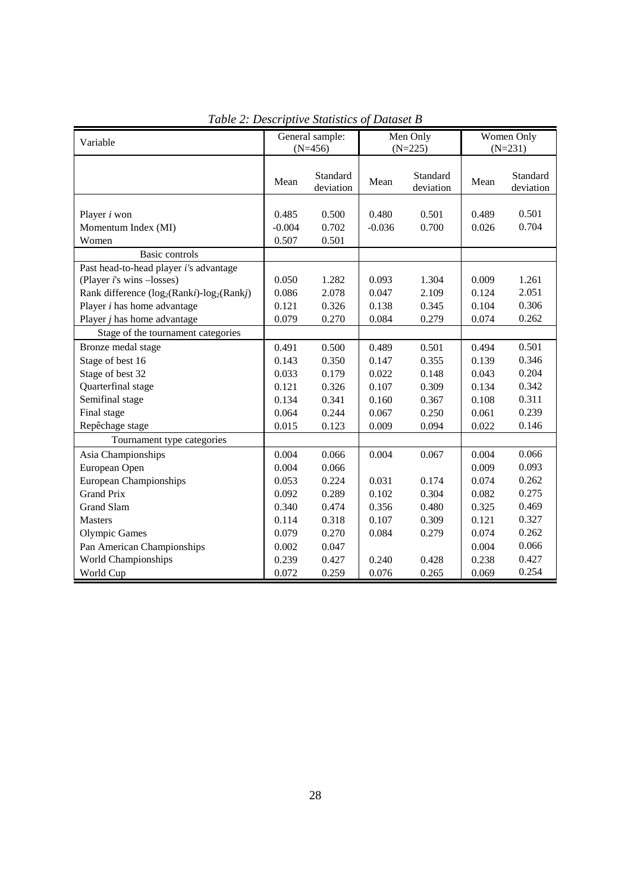*Table 2: Descriptive Statistics of Dataset B*

| Variable | General sample: (N=456) | | Men Only (N=225) | | Women Only (N=231) | |
|---|---|---|---|---|---|---|
| | Mean | Standard deviation | Mean | Standard deviation | Mean | Standard deviation |
| Player *i* won | 0.485 | 0.500 | 0.480 | 0.501 | 0.489 | 0.501 |
| Momentum Index (MI) | -0.004 | 0.702 | -0.036 | 0.700 | 0.026 | 0.704 |
| Women | 0.507 | 0.501 | | | | |
| Basic controls | | | | | | |
| Past head-to-head player *i*'s advantage (Player *i*'s wins –losses) | 0.050 | 1.282 | 0.093 | 1.304 | 0.009 | 1.261 |
| Rank difference ($\log_2$(Rank*i*)-$\log_2$(Rank*j*)) | 0.086 | 2.078 | 0.047 | 2.109 | 0.124 | 2.051 |
| Player *i* has home advantage | 0.121 | 0.326 | 0.138 | 0.345 | 0.104 | 0.306 |
| Player *j* has home advantage | 0.079 | 0.270 | 0.084 | 0.279 | 0.074 | 0.262 |
| Stage of the tournament categories | | | | | | |
| Bronze medal stage | 0.491 | 0.500 | 0.489 | 0.501 | 0.494 | 0.501 |
| Stage of best 16 | 0.143 | 0.350 | 0.147 | 0.355 | 0.139 | 0.346 |
| Stage of best 32 | 0.033 | 0.179 | 0.022 | 0.148 | 0.043 | 0.204 |
| Quarterfinal stage | 0.121 | 0.326 | 0.107 | 0.309 | 0.134 | 0.342 |
| Semifinal stage | 0.134 | 0.341 | 0.160 | 0.367 | 0.108 | 0.311 |
| Final stage | 0.064 | 0.244 | 0.067 | 0.250 | 0.061 | 0.239 |
| Repêchage stage | 0.015 | 0.123 | 0.009 | 0.094 | 0.022 | 0.146 |
| Tournament type categories | | | | | | |
| Asia Championships | 0.004 | 0.066 | 0.004 | 0.067 | 0.004 | 0.066 |
| European Open | 0.004 | 0.066 | | | 0.009 | 0.093 |
| European Championships | 0.053 | 0.224 | 0.031 | 0.174 | 0.074 | 0.262 |
| Grand Prix | 0.092 | 0.289 | 0.102 | 0.304 | 0.082 | 0.275 |
| Grand Slam | 0.340 | 0.474 | 0.356 | 0.480 | 0.325 | 0.469 |
| Masters | 0.114 | 0.318 | 0.107 | 0.309 | 0.121 | 0.327 |
| Olympic Games | 0.079 | 0.270 | 0.084 | 0.279 | 0.074 | 0.262 |
| Pan American Championships | 0.002 | 0.047 | | | 0.004 | 0.066 |
| World Championships | 0.239 | 0.427 | 0.240 | 0.428 | 0.238 | 0.427 |
| World Cup | 0.072 | 0.259 | 0.076 | 0.265 | 0.069 | 0.254 |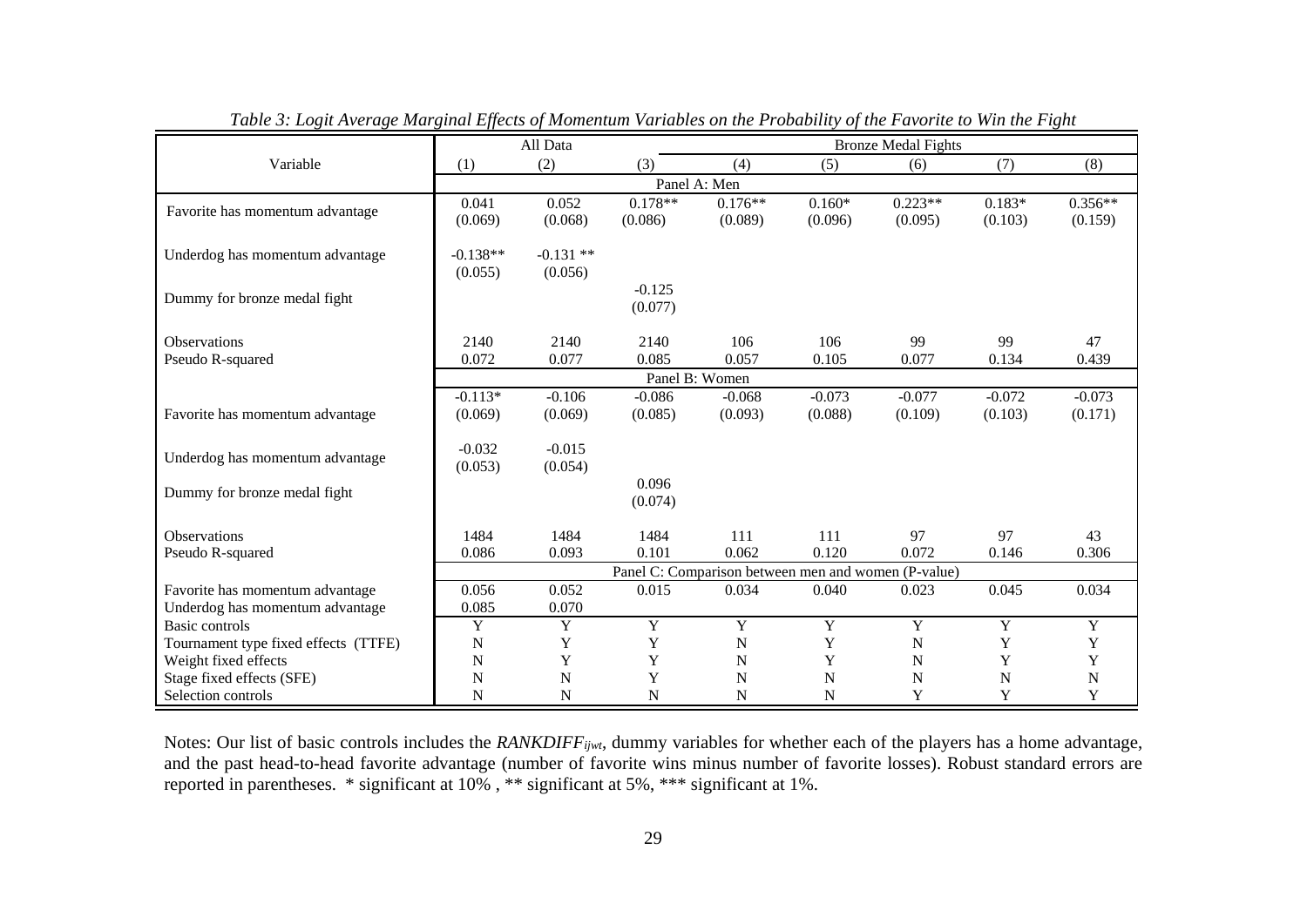*Table 3: Logit Average Marginal Effects of Momentum Variables on the Probability of the Favorite to Win the Fight*

| Variable | All Data | | | Bronze Medal Fights | | | | |
|---|---|---|---|---|---|---|---|---|
| | (1) | (2) | (3) | (4) | (5) | (6) | (7) | (8) |
| **Panel A: Men** | | | | | | | | |
| Favorite has momentum advantage | 0.041 | 0.052 | 0.178** | 0.176** | 0.160* | 0.223** | 0.183* | 0.356** |
| | (0.069) | (0.068) | (0.086) | (0.089) | (0.096) | (0.095) | (0.103) | (0.159) |
| Underdog has momentum advantage | -0.138** | -0.131 ** | | | | | | |
| | (0.055) | (0.056) | | | | | | |
| Dummy for bronze medal fight | | | -0.125 | | | | | |
| | | | (0.077) | | | | | |
| Observations | 2140 | 2140 | 2140 | 106 | 106 | 99 | 99 | 47 |
| Pseudo R-squared | 0.072 | 0.077 | 0.085 | 0.057 | 0.105 | 0.077 | 0.134 | 0.439 |
| **Panel B: Women** | | | | | | | | |
| Favorite has momentum advantage | -0.113* | -0.106 | -0.086 | -0.068 | -0.073 | -0.077 | -0.072 | -0.073 |
| | (0.069) | (0.069) | (0.085) | (0.093) | (0.088) | (0.109) | (0.103) | (0.171) |
| Underdog has momentum advantage | -0.032 | -0.015 | | | | | | |
| | (0.053) | (0.054) | | | | | | |
| Dummy for bronze medal fight | | | 0.096 | | | | | |
| | | | (0.074) | | | | | |
| Observations | 1484 | 1484 | 1484 | 111 | 111 | 97 | 97 | 43 |
| Pseudo R-squared | 0.086 | 0.093 | 0.101 | 0.062 | 0.120 | 0.072 | 0.146 | 0.306 |
| **Panel C: Comparison between men and women (P-value)** | | | | | | | | |
| Favorite has momentum advantage | 0.056 | 0.052 | 0.015 | 0.034 | 0.040 | 0.023 | 0.045 | 0.034 |
| Underdog has momentum advantage | 0.085 | 0.070 | | | | | | |
| Basic controls | Y | Y | Y | Y | Y | Y | Y | Y |
| Tournament type fixed effects (TTFE) | N | Y | Y | N | Y | N | Y | Y |
| Weight fixed effects | N | Y | Y | N | Y | N | Y | Y |
| Stage fixed effects (SFE) | N | N | Y | N | N | N | N | N |
| Selection controls | N | N | N | N | N | Y | Y | Y |

Notes: Our list of basic controls includes the $RANKDIFF_{ijwt}$, dummy variables for whether each of the players has a home advantage, and the past head-to-head favorite advantage (number of favorite wins minus number of favorite losses). Robust standard errors are reported in parentheses. * significant at 10% , ** significant at 5%, *** significant at 1%.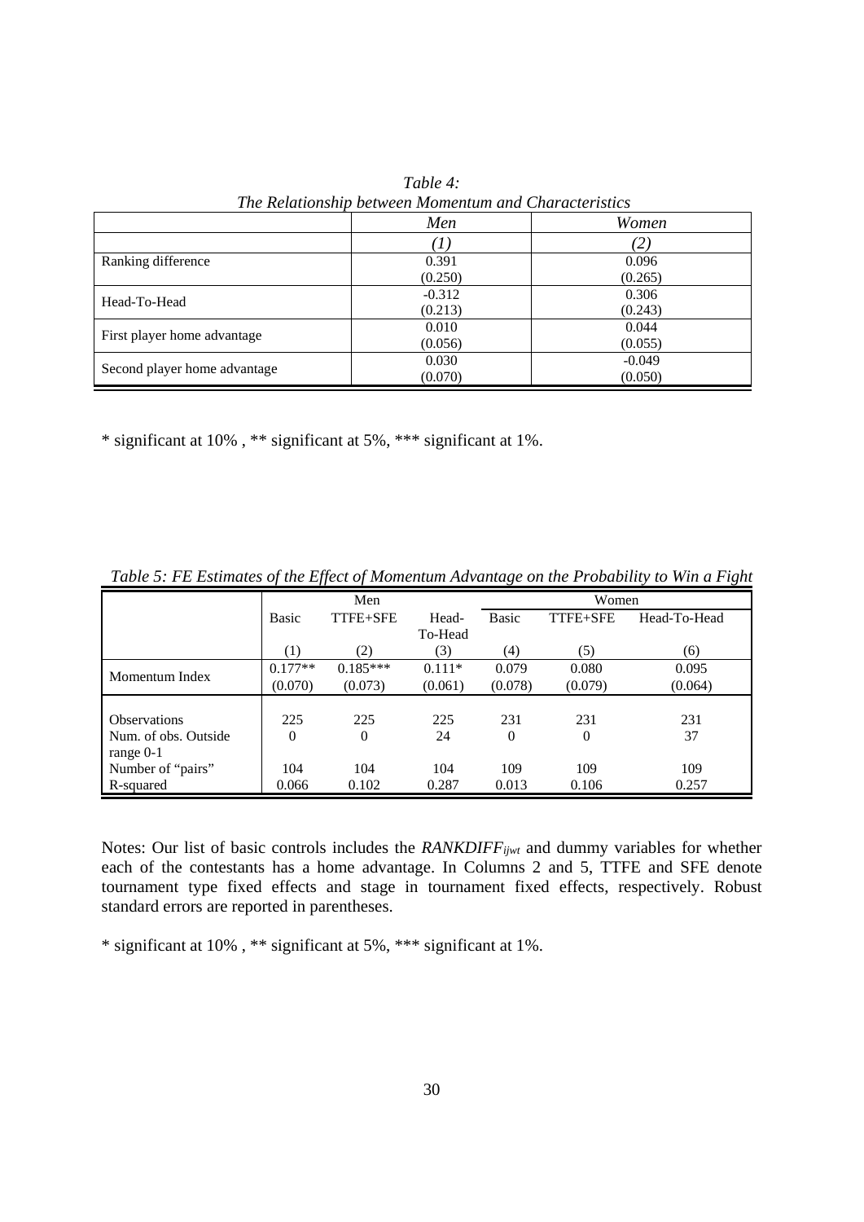*Table 4:*
*The Relationship between Momentum and Characteristics*

| | *Men* | *Women* |
|---|---|---|
| | *(1)* | *(2)* |
| Ranking difference | 0.391<br>(0.250) | 0.096<br>(0.265) |
| Head-To-Head | -0.312<br>(0.213) | 0.306<br>(0.243) |
| First player home advantage | 0.010<br>(0.056) | 0.044<br>(0.055) |
| Second player home advantage | 0.030<br>(0.070) | -0.049<br>(0.050) |

* significant at 10% , ** significant at 5%, *** significant at 1%.

*Table 5: FE Estimates of the Effect of Momentum Advantage on the Probability to Win a Fight*

| | Men | | | Women | | |
|---|---|---|---|---|---|---|
| | Basic | TTFE+SFE | Head-To-Head | Basic | TTFE+SFE | Head-To-Head |
| | (1) | (2) | (3) | (4) | (5) | (6) |
| Momentum Index | 0.177**<br>(0.070) | 0.185***<br>(0.073) | 0.111*<br>(0.061) | 0.079<br>(0.078) | 0.080<br>(0.079) | 0.095<br>(0.064) |
| Observations | 225 | 225 | 225 | 231 | 231 | 231 |
| Num. of obs. Outside range 0-1 | 0 | 0 | 24 | 0 | 0 | 37 |
| Number of "pairs" | 104 | 104 | 104 | 109 | 109 | 109 |
| R-squared | 0.066 | 0.102 | 0.287 | 0.013 | 0.106 | 0.257 |

Notes: Our list of basic controls includes the $RANKDIFF_{ijwt}$ and dummy variables for whether each of the contestants has a home advantage. In Columns 2 and 5, TTFE and SFE denote tournament type fixed effects and stage in tournament fixed effects, respectively. Robust standard errors are reported in parentheses.

* significant at 10% , ** significant at 5%, *** significant at 1%.